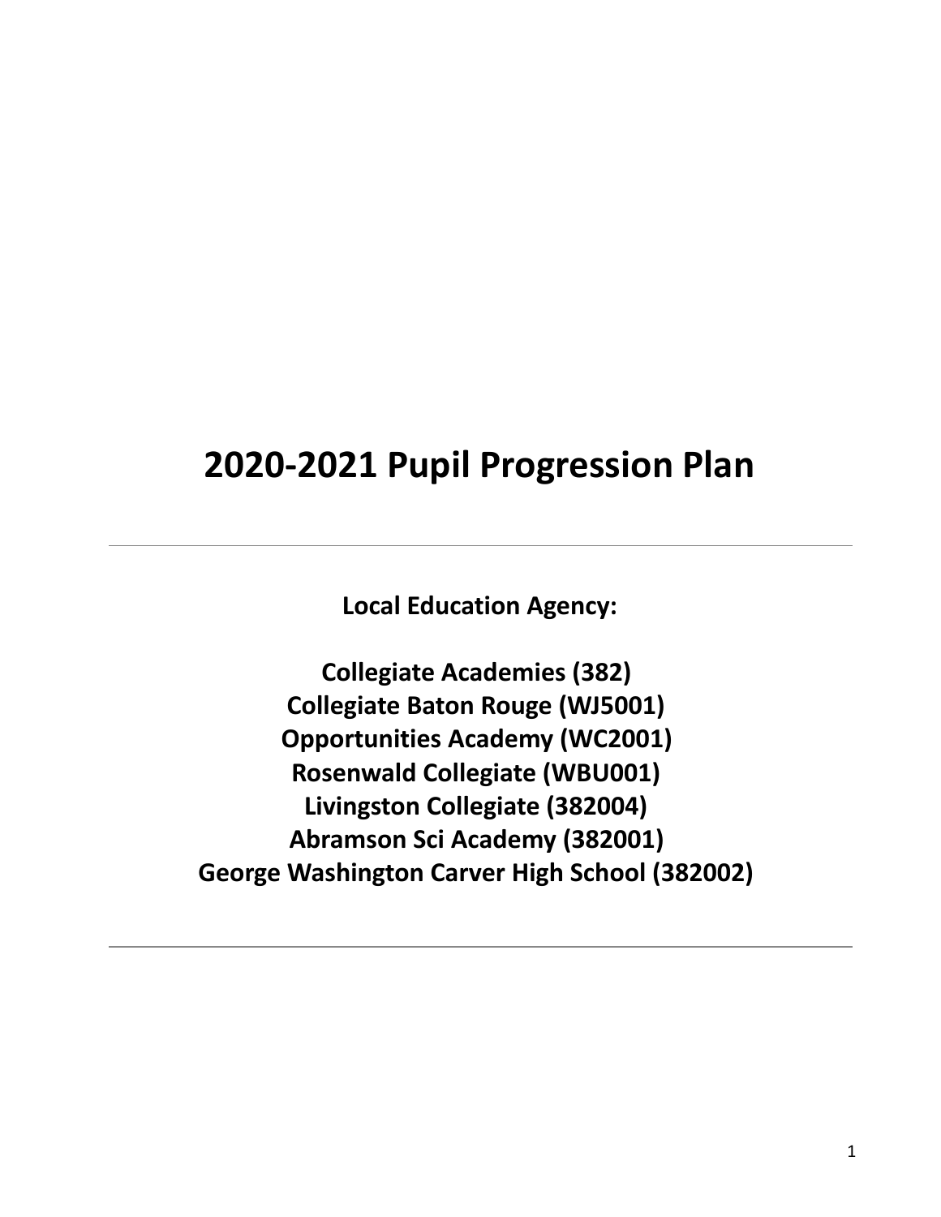# 2020-2021 Pupil Progression Plan

---

**Local Education Agency:**

**Collegiate Academies (382)**
**Collegiate Baton Rouge (WJ5001)**
**Opportunities Academy (WC2001)**
**Rosenwald Collegiate (WBU001)**
**Livingston Collegiate (382004)**
**Abramson Sci Academy (382001)**
**George Washington Carver High School (382002)**

---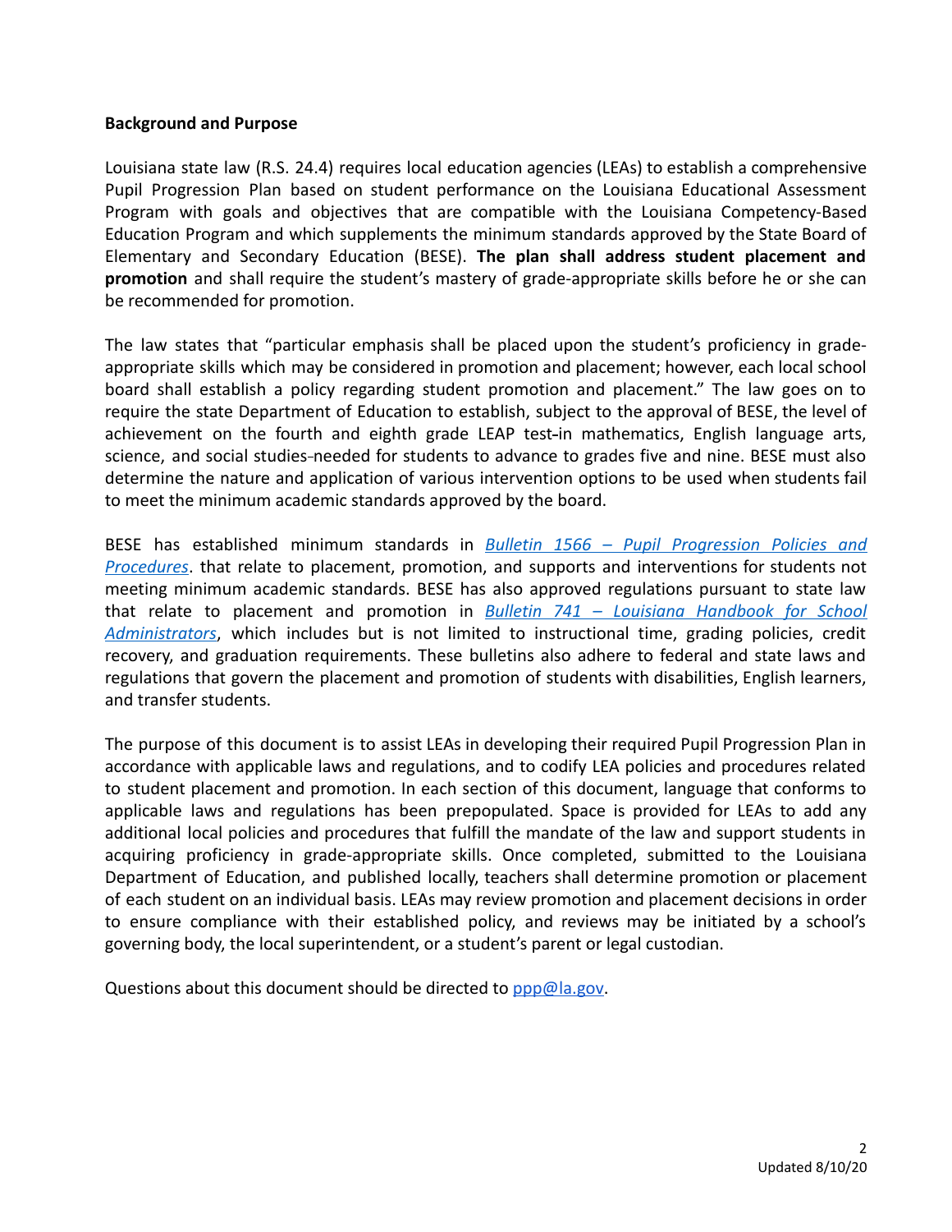**Background and Purpose**

Louisiana state law (R.S. 24.4) requires local education agencies (LEAs) to establish a comprehensive Pupil Progression Plan based on student performance on the Louisiana Educational Assessment Program with goals and objectives that are compatible with the Louisiana Competency-Based Education Program and which supplements the minimum standards approved by the State Board of Elementary and Secondary Education (BESE). **The plan shall address student placement and promotion** and shall require the student's mastery of grade-appropriate skills before he or she can be recommended for promotion.

The law states that "particular emphasis shall be placed upon the student's proficiency in grade-appropriate skills which may be considered in promotion and placement; however, each local school board shall establish a policy regarding student promotion and placement." The law goes on to require the state Department of Education to establish, subject to the approval of BESE, the level of achievement on the fourth and eighth grade LEAP test-in mathematics, English language arts, science, and social studies-needed for students to advance to grades five and nine. BESE must also determine the nature and application of various intervention options to be used when students fail to meet the minimum academic standards approved by the board.

BESE has established minimum standards in *Bulletin 1566 – Pupil Progression Policies and Procedures*. that relate to placement, promotion, and supports and interventions for students not meeting minimum academic standards. BESE has also approved regulations pursuant to state law that relate to placement and promotion in *Bulletin 741 – Louisiana Handbook for School Administrators*, which includes but is not limited to instructional time, grading policies, credit recovery, and graduation requirements. These bulletins also adhere to federal and state laws and regulations that govern the placement and promotion of students with disabilities, English learners, and transfer students.

The purpose of this document is to assist LEAs in developing their required Pupil Progression Plan in accordance with applicable laws and regulations, and to codify LEA policies and procedures related to student placement and promotion. In each section of this document, language that conforms to applicable laws and regulations has been prepopulated. Space is provided for LEAs to add any additional local policies and procedures that fulfill the mandate of the law and support students in acquiring proficiency in grade-appropriate skills. Once completed, submitted to the Louisiana Department of Education, and published locally, teachers shall determine promotion or placement of each student on an individual basis. LEAs may review promotion and placement decisions in order to ensure compliance with their established policy, and reviews may be initiated by a school's governing body, the local superintendent, or a student's parent or legal custodian.

Questions about this document should be directed to ppp@la.gov.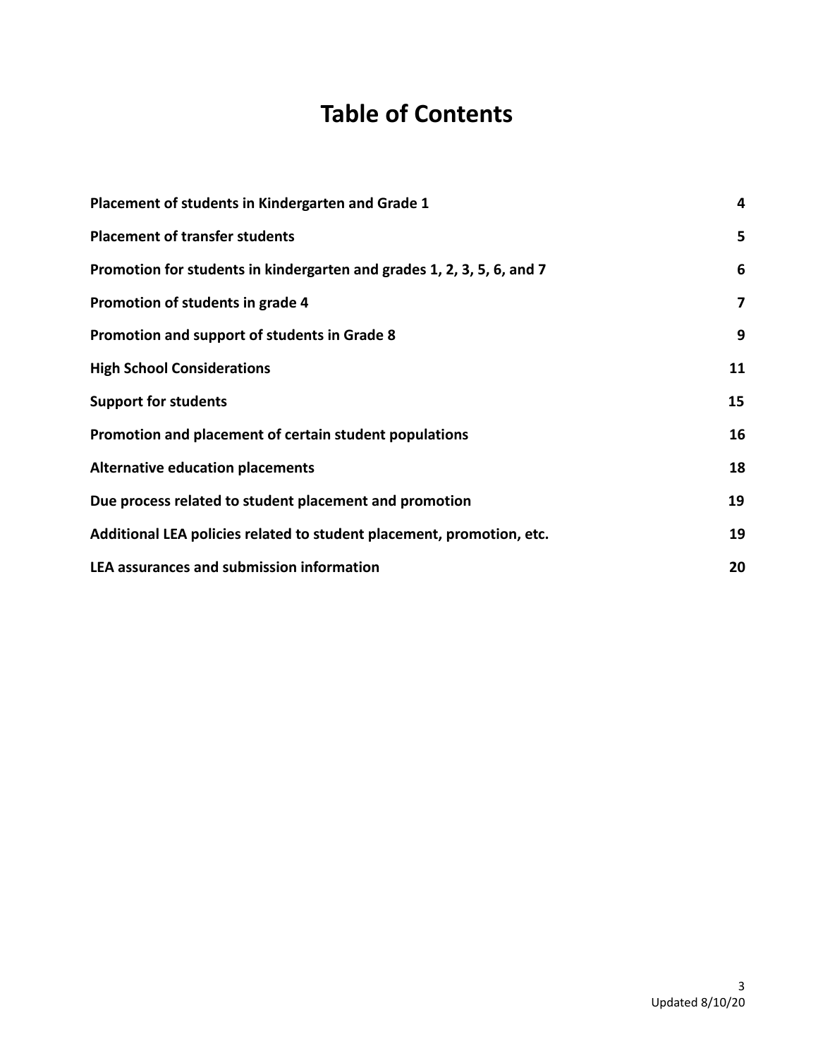# Table of Contents

| | |
|---|---|
| **Placement of students in Kindergarten and Grade 1** | **4** |
| **Placement of transfer students** | **5** |
| **Promotion for students in kindergarten and grades 1, 2, 3, 5, 6, and 7** | **6** |
| **Promotion of students in grade 4** | **7** |
| **Promotion and support of students in Grade 8** | **9** |
| **High School Considerations** | **11** |
| **Support for students** | **15** |
| **Promotion and placement of certain student populations** | **16** |
| **Alternative education placements** | **18** |
| **Due process related to student placement and promotion** | **19** |
| **Additional LEA policies related to student placement, promotion, etc.** | **19** |
| **LEA assurances and submission information** | **20** |

Updated 8/10/20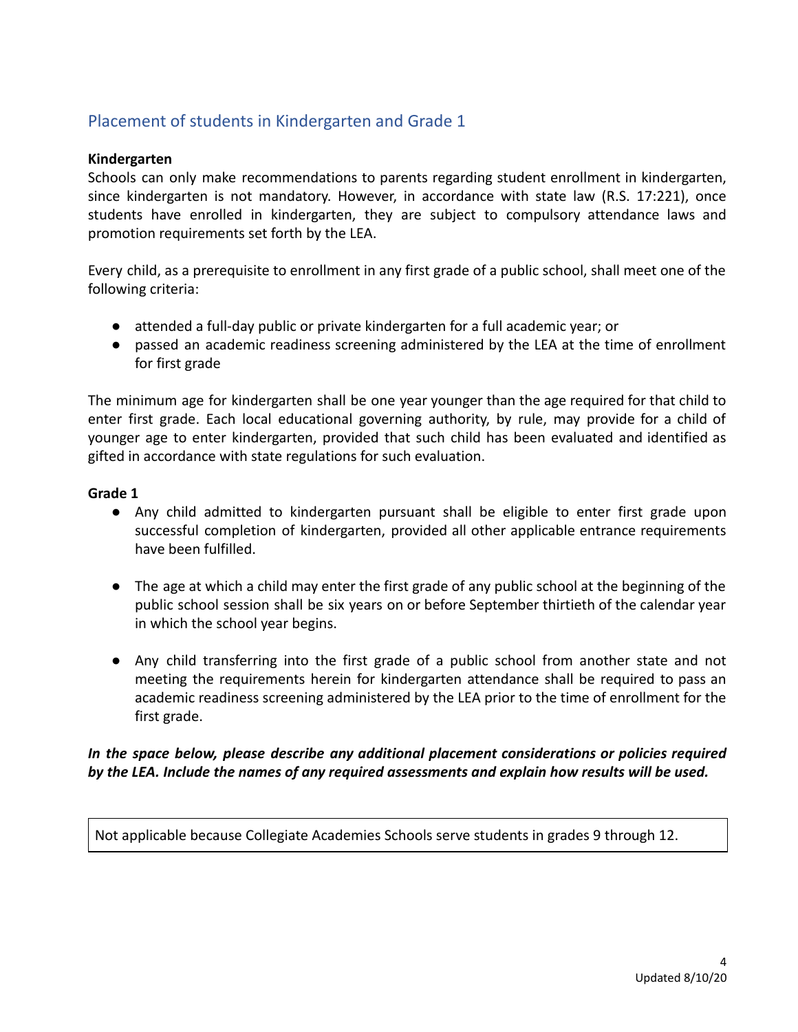## Placement of students in Kindergarten and Grade 1

**Kindergarten**

Schools can only make recommendations to parents regarding student enrollment in kindergarten, since kindergarten is not mandatory. However, in accordance with state law (R.S. 17:221), once students have enrolled in kindergarten, they are subject to compulsory attendance laws and promotion requirements set forth by the LEA.

Every child, as a prerequisite to enrollment in any first grade of a public school, shall meet one of the following criteria:

- attended a full-day public or private kindergarten for a full academic year; or
- passed an academic readiness screening administered by the LEA at the time of enrollment for first grade

The minimum age for kindergarten shall be one year younger than the age required for that child to enter first grade. Each local educational governing authority, by rule, may provide for a child of younger age to enter kindergarten, provided that such child has been evaluated and identified as gifted in accordance with state regulations for such evaluation.

**Grade 1**

- Any child admitted to kindergarten pursuant shall be eligible to enter first grade upon successful completion of kindergarten, provided all other applicable entrance requirements have been fulfilled.
- The age at which a child may enter the first grade of any public school at the beginning of the public school session shall be six years on or before September thirtieth of the calendar year in which the school year begins.
- Any child transferring into the first grade of a public school from another state and not meeting the requirements herein for kindergarten attendance shall be required to pass an academic readiness screening administered by the LEA prior to the time of enrollment for the first grade.

***In the space below, please describe any additional placement considerations or policies required by the LEA. Include the names of any required assessments and explain how results will be used.***

| Not applicable because Collegiate Academies Schools serve students in grades 9 through 12. |
|---|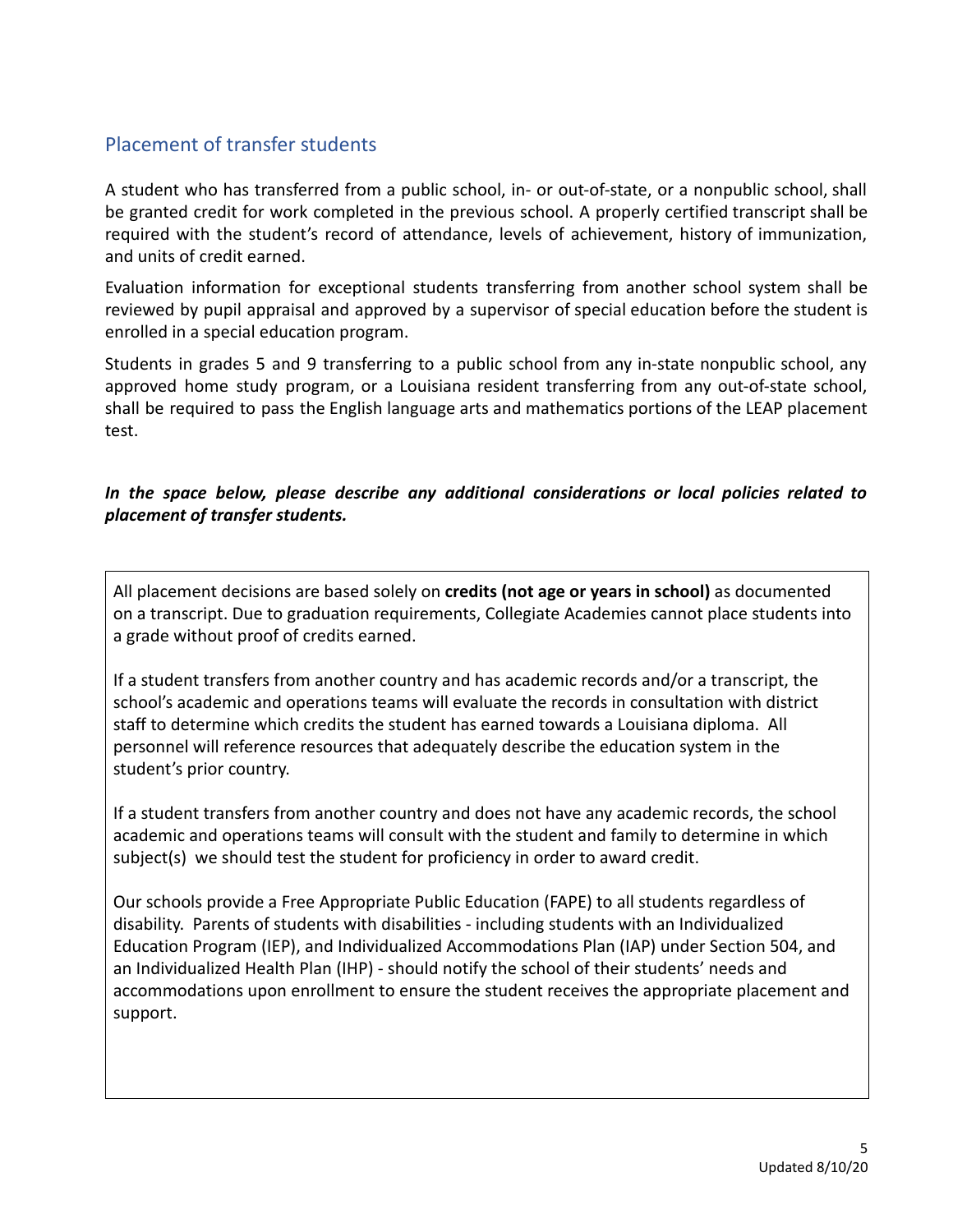## Placement of transfer students

A student who has transferred from a public school, in- or out-of-state, or a nonpublic school, shall be granted credit for work completed in the previous school. A properly certified transcript shall be required with the student's record of attendance, levels of achievement, history of immunization, and units of credit earned.

Evaluation information for exceptional students transferring from another school system shall be reviewed by pupil appraisal and approved by a supervisor of special education before the student is enrolled in a special education program.

Students in grades 5 and 9 transferring to a public school from any in-state nonpublic school, any approved home study program, or a Louisiana resident transferring from any out-of-state school, shall be required to pass the English language arts and mathematics portions of the LEAP placement test.

***In the space below, please describe any additional considerations or local policies related to placement of transfer students.***

All placement decisions are based solely on **credits (not age or years in school)** as documented on a transcript. Due to graduation requirements, Collegiate Academies cannot place students into a grade without proof of credits earned.

If a student transfers from another country and has academic records and/or a transcript, the school's academic and operations teams will evaluate the records in consultation with district staff to determine which credits the student has earned towards a Louisiana diploma. All personnel will reference resources that adequately describe the education system in the student's prior country.

If a student transfers from another country and does not have any academic records, the school academic and operations teams will consult with the student and family to determine in which subject(s) we should test the student for proficiency in order to award credit.

Our schools provide a Free Appropriate Public Education (FAPE) to all students regardless of disability. Parents of students with disabilities - including students with an Individualized Education Program (IEP), and Individualized Accommodations Plan (IAP) under Section 504, and an Individualized Health Plan (IHP) - should notify the school of their students' needs and accommodations upon enrollment to ensure the student receives the appropriate placement and support.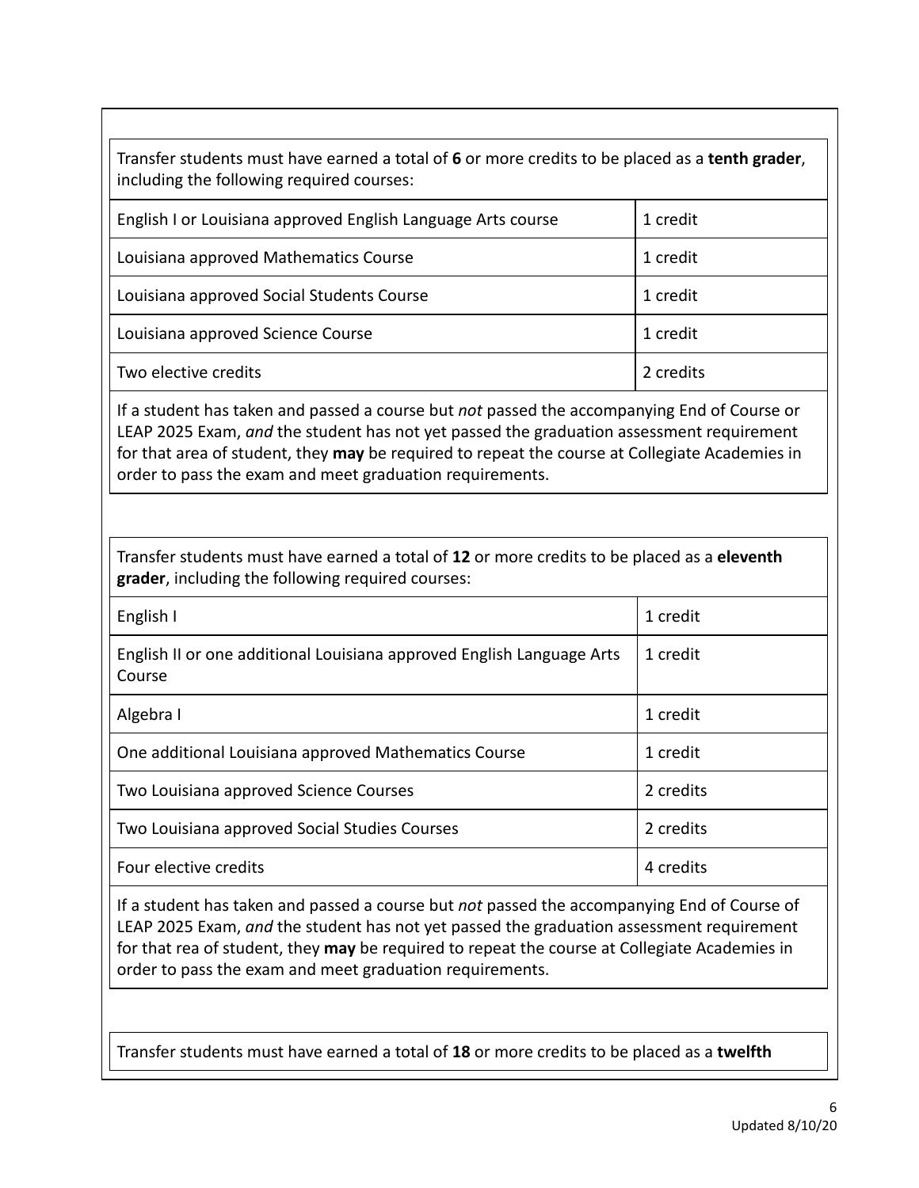| Transfer students must have earned a total of **6** or more credits to be placed as a **tenth grader**, including the following required courses: | |
|---|---|
| English I or Louisiana approved English Language Arts course | 1 credit |
| Louisiana approved Mathematics Course | 1 credit |
| Louisiana approved Social Students Course | 1 credit |
| Louisiana approved Science Course | 1 credit |
| Two elective credits | 2 credits |

If a student has taken and passed a course but *not* passed the accompanying End of Course or LEAP 2025 Exam, *and* the student has not yet passed the graduation assessment requirement for that area of student, they **may** be required to repeat the course at Collegiate Academies in order to pass the exam and meet graduation requirements.

| Transfer students must have earned a total of **12** or more credits to be placed as a **eleventh grader**, including the following required courses: | |
|---|---|
| English I | 1 credit |
| English II or one additional Louisiana approved English Language Arts Course | 1 credit |
| Algebra I | 1 credit |
| One additional Louisiana approved Mathematics Course | 1 credit |
| Two Louisiana approved Science Courses | 2 credits |
| Two Louisiana approved Social Studies Courses | 2 credits |
| Four elective credits | 4 credits |

If a student has taken and passed a course but *not* passed the accompanying End of Course of LEAP 2025 Exam, *and* the student has not yet passed the graduation assessment requirement for that rea of student, they **may** be required to repeat the course at Collegiate Academies in order to pass the exam and meet graduation requirements.

Transfer students must have earned a total of **18** or more credits to be placed as a **twelfth**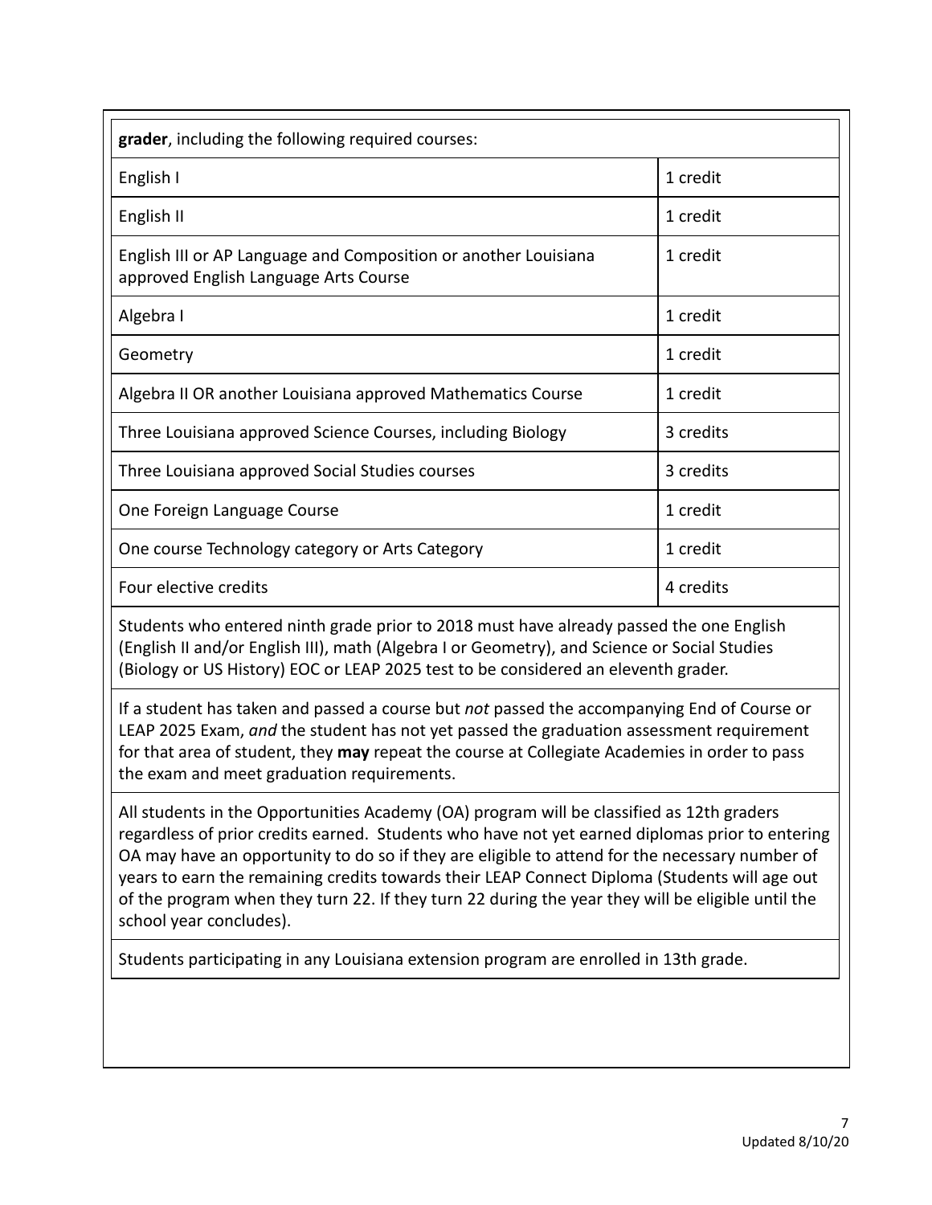| **grader**, including the following required courses: | |
|---|---|
| English I | 1 credit |
| English II | 1 credit |
| English III or AP Language and Composition or another Louisiana approved English Language Arts Course | 1 credit |
| Algebra I | 1 credit |
| Geometry | 1 credit |
| Algebra II OR another Louisiana approved Mathematics Course | 1 credit |
| Three Louisiana approved Science Courses, including Biology | 3 credits |
| Three Louisiana approved Social Studies courses | 3 credits |
| One Foreign Language Course | 1 credit |
| One course Technology category or Arts Category | 1 credit |
| Four elective credits | 4 credits |

Students who entered ninth grade prior to 2018 must have already passed the one English (English II and/or English III), math (Algebra I or Geometry), and Science or Social Studies (Biology or US History) EOC or LEAP 2025 test to be considered an eleventh grader.

If a student has taken and passed a course but *not* passed the accompanying End of Course or LEAP 2025 Exam, *and* the student has not yet passed the graduation assessment requirement for that area of student, they **may** repeat the course at Collegiate Academies in order to pass the exam and meet graduation requirements.

All students in the Opportunities Academy (OA) program will be classified as 12th graders regardless of prior credits earned. Students who have not yet earned diplomas prior to entering OA may have an opportunity to do so if they are eligible to attend for the necessary number of years to earn the remaining credits towards their LEAP Connect Diploma (Students will age out of the program when they turn 22. If they turn 22 during the year they will be eligible until the school year concludes).

Students participating in any Louisiana extension program are enrolled in 13th grade.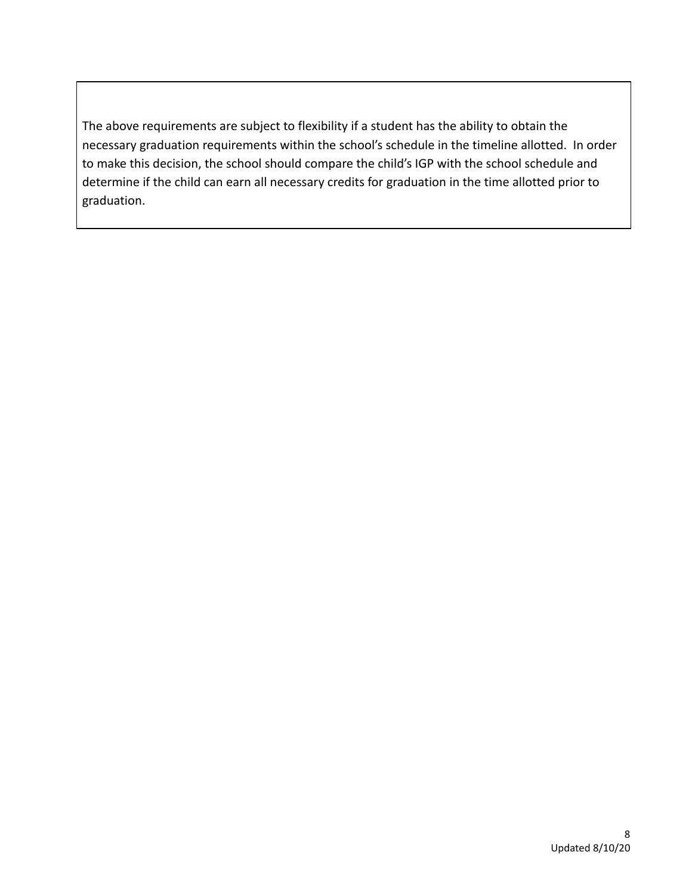The above requirements are subject to flexibility if a student has the ability to obtain the necessary graduation requirements within the school's schedule in the timeline allotted. In order to make this decision, the school should compare the child's IGP with the school schedule and determine if the child can earn all necessary credits for graduation in the time allotted prior to graduation.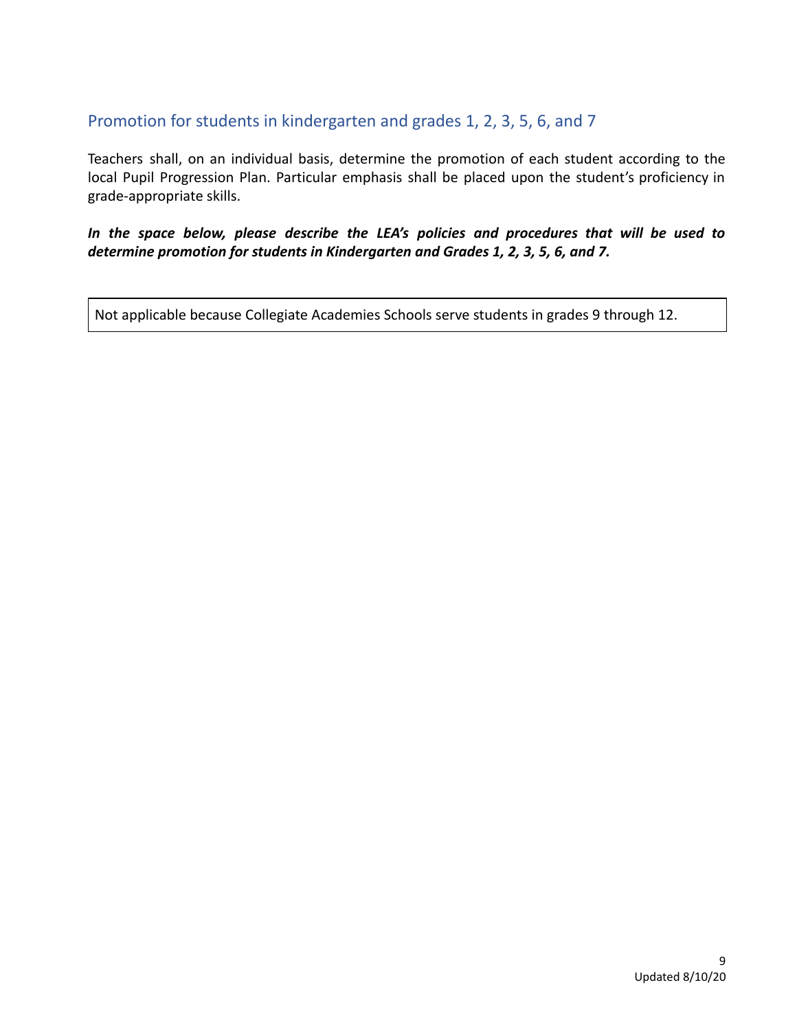## Promotion for students in kindergarten and grades 1, 2, 3, 5, 6, and 7

Teachers shall, on an individual basis, determine the promotion of each student according to the local Pupil Progression Plan. Particular emphasis shall be placed upon the student's proficiency in grade-appropriate skills.

***In the space below, please describe the LEA's policies and procedures that will be used to determine promotion for students in Kindergarten and Grades 1, 2, 3, 5, 6, and 7.***

| Not applicable because Collegiate Academies Schools serve students in grades 9 through 12. |
|---|

Updated 8/10/20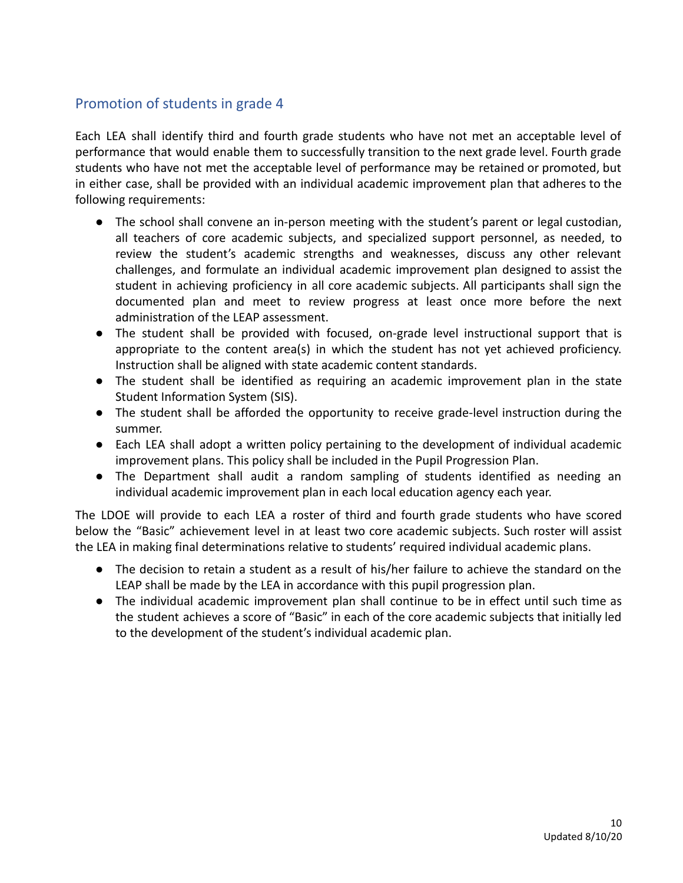## Promotion of students in grade 4

Each LEA shall identify third and fourth grade students who have not met an acceptable level of performance that would enable them to successfully transition to the next grade level. Fourth grade students who have not met the acceptable level of performance may be retained or promoted, but in either case, shall be provided with an individual academic improvement plan that adheres to the following requirements:

- The school shall convene an in-person meeting with the student's parent or legal custodian, all teachers of core academic subjects, and specialized support personnel, as needed, to review the student's academic strengths and weaknesses, discuss any other relevant challenges, and formulate an individual academic improvement plan designed to assist the student in achieving proficiency in all core academic subjects. All participants shall sign the documented plan and meet to review progress at least once more before the next administration of the LEAP assessment.
- The student shall be provided with focused, on-grade level instructional support that is appropriate to the content area(s) in which the student has not yet achieved proficiency. Instruction shall be aligned with state academic content standards.
- The student shall be identified as requiring an academic improvement plan in the state Student Information System (SIS).
- The student shall be afforded the opportunity to receive grade-level instruction during the summer.
- Each LEA shall adopt a written policy pertaining to the development of individual academic improvement plans. This policy shall be included in the Pupil Progression Plan.
- The Department shall audit a random sampling of students identified as needing an individual academic improvement plan in each local education agency each year.

The LDOE will provide to each LEA a roster of third and fourth grade students who have scored below the "Basic" achievement level in at least two core academic subjects. Such roster will assist the LEA in making final determinations relative to students' required individual academic plans.

- The decision to retain a student as a result of his/her failure to achieve the standard on the LEAP shall be made by the LEA in accordance with this pupil progression plan.
- The individual academic improvement plan shall continue to be in effect until such time as the student achieves a score of "Basic" in each of the core academic subjects that initially led to the development of the student's individual academic plan.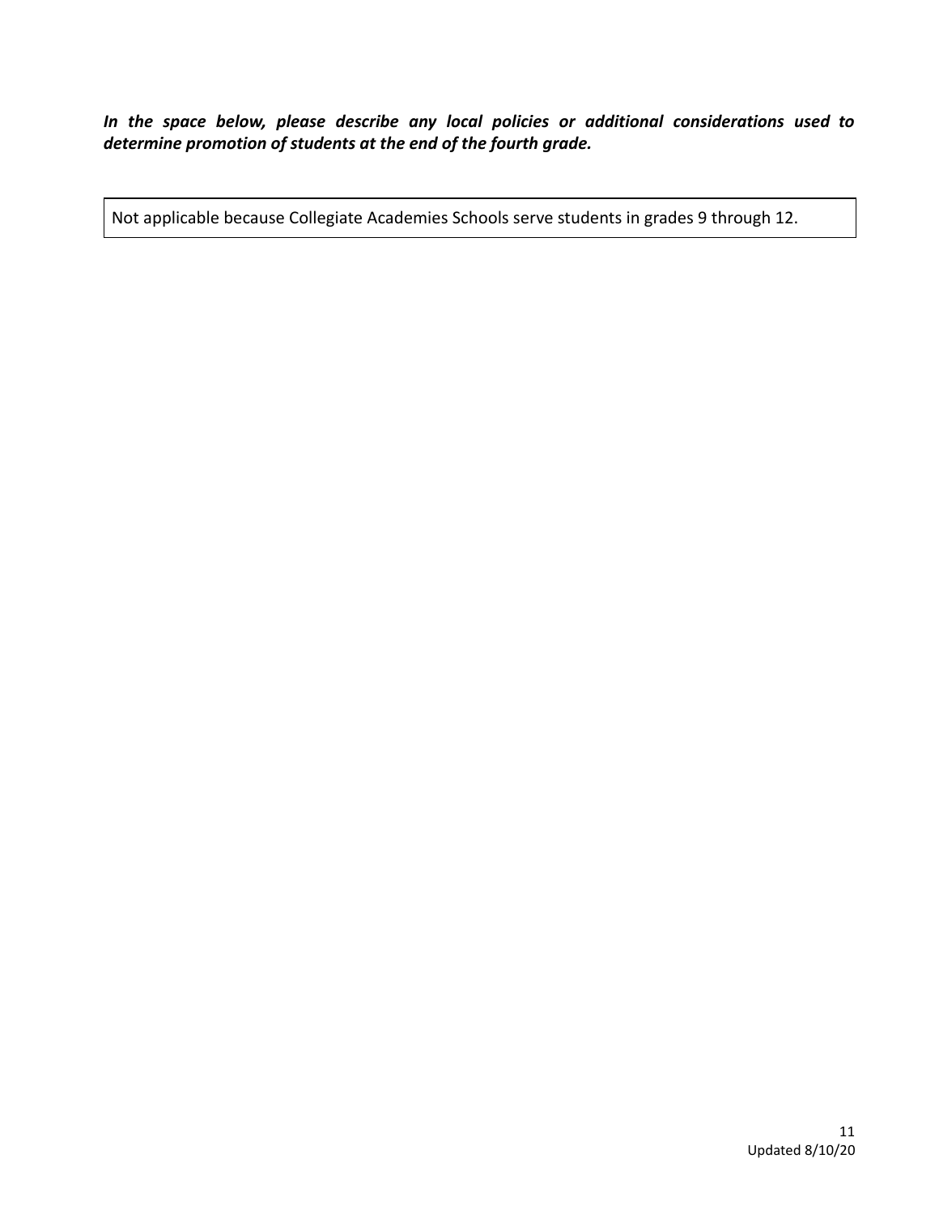***In the space below, please describe any local policies or additional considerations used to determine promotion of students at the end of the fourth grade.***

| Not applicable because Collegiate Academies Schools serve students in grades 9 through 12. |
| --- |

Updated 8/10/20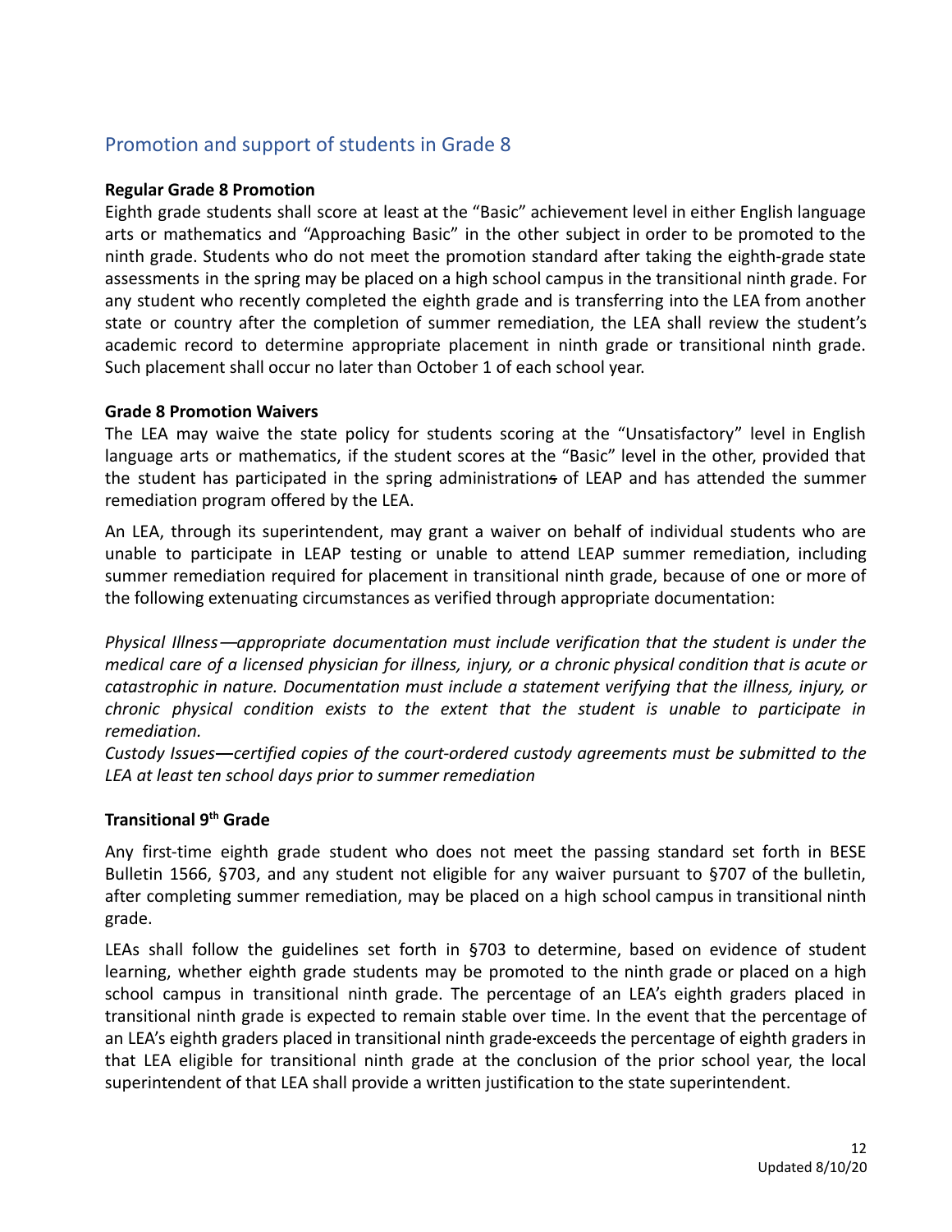## Promotion and support of students in Grade 8

**Regular Grade 8 Promotion**

Eighth grade students shall score at least at the "Basic" achievement level in either English language arts or mathematics and "Approaching Basic" in the other subject in order to be promoted to the ninth grade. Students who do not meet the promotion standard after taking the eighth-grade state assessments in the spring may be placed on a high school campus in the transitional ninth grade. For any student who recently completed the eighth grade and is transferring into the LEA from another state or country after the completion of summer remediation, the LEA shall review the student's academic record to determine appropriate placement in ninth grade or transitional ninth grade. Such placement shall occur no later than October 1 of each school year.

**Grade 8 Promotion Waivers**

The LEA may waive the state policy for students scoring at the "Unsatisfactory" level in English language arts or mathematics, if the student scores at the "Basic" level in the other, provided that the student has participated in the spring administration~~s~~ of LEAP and has attended the summer remediation program offered by the LEA.

An LEA, through its superintendent, may grant a waiver on behalf of individual students who are unable to participate in LEAP testing or unable to attend LEAP summer remediation, including summer remediation required for placement in transitional ninth grade, because of one or more of the following extenuating circumstances as verified through appropriate documentation:

*Physical Illness—appropriate documentation must include verification that the student is under the medical care of a licensed physician for illness, injury, or a chronic physical condition that is acute or catastrophic in nature. Documentation must include a statement verifying that the illness, injury, or chronic physical condition exists to the extent that the student is unable to participate in remediation.*

*Custody Issues—certified copies of the court-ordered custody agreements must be submitted to the LEA at least ten school days prior to summer remediation*

**Transitional 9th Grade**

Any first-time eighth grade student who does not meet the passing standard set forth in BESE Bulletin 1566, §703, and any student not eligible for any waiver pursuant to §707 of the bulletin, after completing summer remediation, may be placed on a high school campus in transitional ninth grade.

LEAs shall follow the guidelines set forth in §703 to determine, based on evidence of student learning, whether eighth grade students may be promoted to the ninth grade or placed on a high school campus in transitional ninth grade. The percentage of an LEA's eighth graders placed in transitional ninth grade is expected to remain stable over time. In the event that the percentage of an LEA's eighth graders placed in transitional ninth grade exceeds the percentage of eighth graders in that LEA eligible for transitional ninth grade at the conclusion of the prior school year, the local superintendent of that LEA shall provide a written justification to the state superintendent.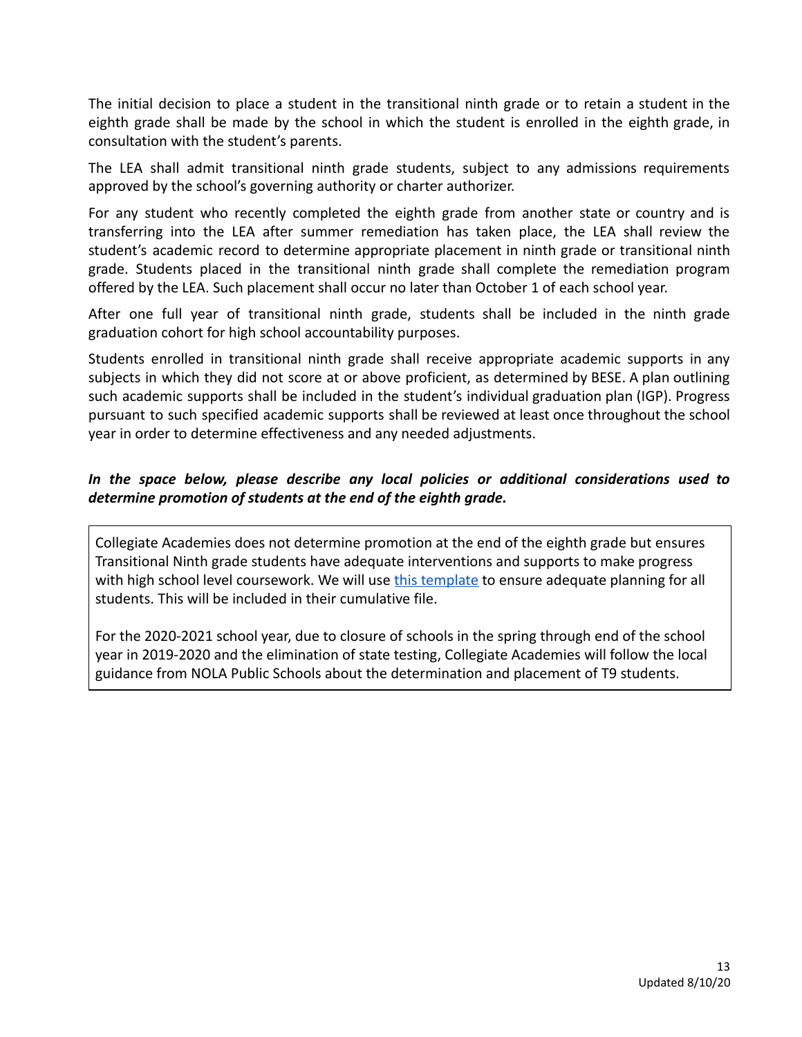The initial decision to place a student in the transitional ninth grade or to retain a student in the eighth grade shall be made by the school in which the student is enrolled in the eighth grade, in consultation with the student's parents.

The LEA shall admit transitional ninth grade students, subject to any admissions requirements approved by the school's governing authority or charter authorizer.

For any student who recently completed the eighth grade from another state or country and is transferring into the LEA after summer remediation has taken place, the LEA shall review the student's academic record to determine appropriate placement in ninth grade or transitional ninth grade. Students placed in the transitional ninth grade shall complete the remediation program offered by the LEA. Such placement shall occur no later than October 1 of each school year.

After one full year of transitional ninth grade, students shall be included in the ninth grade graduation cohort for high school accountability purposes.

Students enrolled in transitional ninth grade shall receive appropriate academic supports in any subjects in which they did not score at or above proficient, as determined by BESE. A plan outlining such academic supports shall be included in the student's individual graduation plan (IGP). Progress pursuant to such specified academic supports shall be reviewed at least once throughout the school year in order to determine effectiveness and any needed adjustments.

***In the space below, please describe any local policies or additional considerations used to determine promotion of students at the end of the eighth grade.***

Collegiate Academies does not determine promotion at the end of the eighth grade but ensures Transitional Ninth grade students have adequate interventions and supports to make progress with high school level coursework. We will use this template to ensure adequate planning for all students. This will be included in their cumulative file.

For the 2020-2021 school year, due to closure of schools in the spring through end of the school year in 2019-2020 and the elimination of state testing, Collegiate Academies will follow the local guidance from NOLA Public Schools about the determination and placement of T9 students.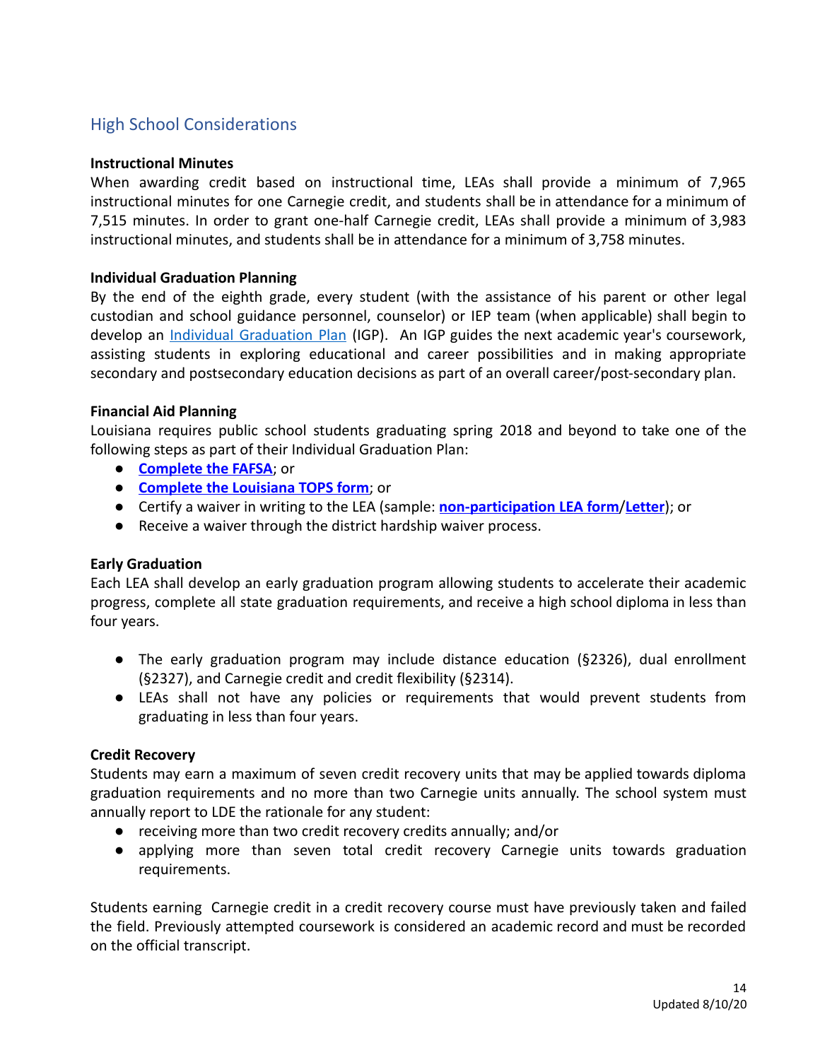## High School Considerations

**Instructional Minutes**

When awarding credit based on instructional time, LEAs shall provide a minimum of 7,965 instructional minutes for one Carnegie credit, and students shall be in attendance for a minimum of 7,515 minutes. In order to grant one-half Carnegie credit, LEAs shall provide a minimum of 3,983 instructional minutes, and students shall be in attendance for a minimum of 3,758 minutes.

**Individual Graduation Planning**

By the end of the eighth grade, every student (with the assistance of his parent or other legal custodian and school guidance personnel, counselor) or IEP team (when applicable) shall begin to develop an Individual Graduation Plan (IGP). An IGP guides the next academic year's coursework, assisting students in exploring educational and career possibilities and in making appropriate secondary and postsecondary education decisions as part of an overall career/post-secondary plan.

**Financial Aid Planning**

Louisiana requires public school students graduating spring 2018 and beyond to take one of the following steps as part of their Individual Graduation Plan:

- **Complete the FAFSA**; or
- **Complete the Louisiana TOPS form**; or
- Certify a waiver in writing to the LEA (sample: **non-participation LEA form**/**Letter**); or
- Receive a waiver through the district hardship waiver process.

**Early Graduation**

Each LEA shall develop an early graduation program allowing students to accelerate their academic progress, complete all state graduation requirements, and receive a high school diploma in less than four years.

- The early graduation program may include distance education (§2326), dual enrollment (§2327), and Carnegie credit and credit flexibility (§2314).
- LEAs shall not have any policies or requirements that would prevent students from graduating in less than four years.

**Credit Recovery**

Students may earn a maximum of seven credit recovery units that may be applied towards diploma graduation requirements and no more than two Carnegie units annually. The school system must annually report to LDE the rationale for any student:

- receiving more than two credit recovery credits annually; and/or
- applying more than seven total credit recovery Carnegie units towards graduation requirements.

Students earning Carnegie credit in a credit recovery course must have previously taken and failed the field. Previously attempted coursework is considered an academic record and must be recorded on the official transcript.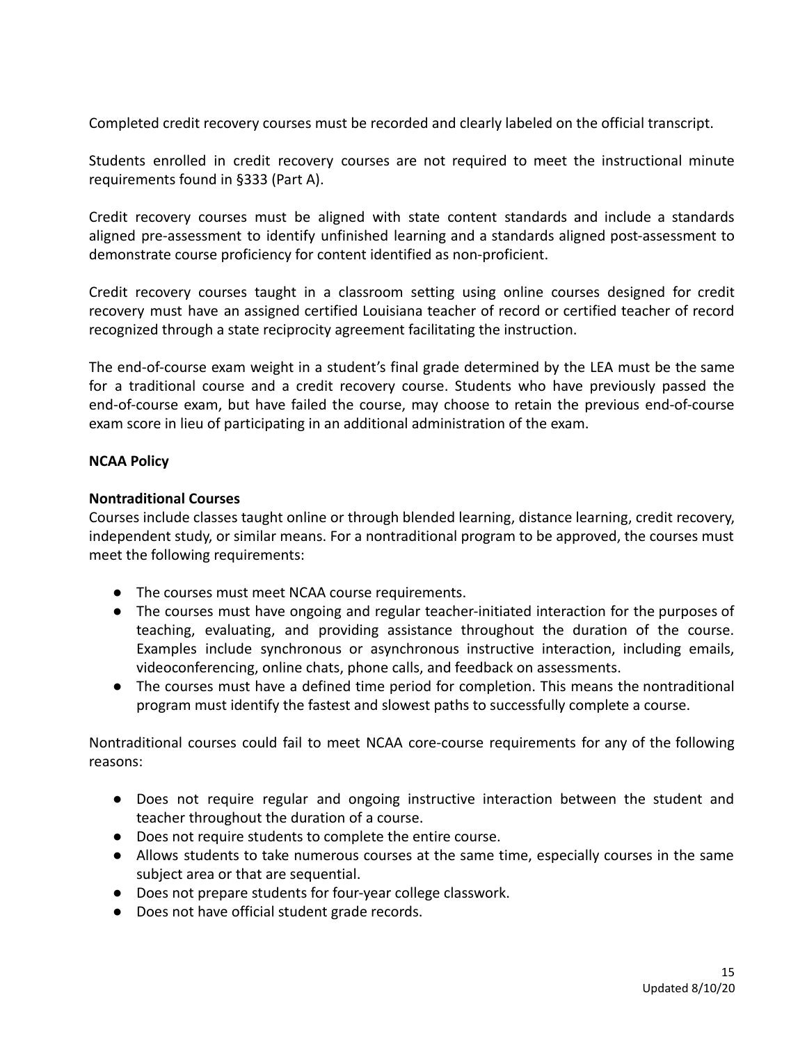Completed credit recovery courses must be recorded and clearly labeled on the official transcript.

Students enrolled in credit recovery courses are not required to meet the instructional minute requirements found in §333 (Part A).

Credit recovery courses must be aligned with state content standards and include a standards aligned pre-assessment to identify unfinished learning and a standards aligned post-assessment to demonstrate course proficiency for content identified as non-proficient.

Credit recovery courses taught in a classroom setting using online courses designed for credit recovery must have an assigned certified Louisiana teacher of record or certified teacher of record recognized through a state reciprocity agreement facilitating the instruction.

The end-of-course exam weight in a student's final grade determined by the LEA must be the same for a traditional course and a credit recovery course. Students who have previously passed the end-of-course exam, but have failed the course, may choose to retain the previous end-of-course exam score in lieu of participating in an additional administration of the exam.

**NCAA Policy**

**Nontraditional Courses**

Courses include classes taught online or through blended learning, distance learning, credit recovery, independent study, or similar means. For a nontraditional program to be approved, the courses must meet the following requirements:

- The courses must meet NCAA course requirements.
- The courses must have ongoing and regular teacher-initiated interaction for the purposes of teaching, evaluating, and providing assistance throughout the duration of the course. Examples include synchronous or asynchronous instructive interaction, including emails, videoconferencing, online chats, phone calls, and feedback on assessments.
- The courses must have a defined time period for completion. This means the nontraditional program must identify the fastest and slowest paths to successfully complete a course.

Nontraditional courses could fail to meet NCAA core-course requirements for any of the following reasons:

- Does not require regular and ongoing instructive interaction between the student and teacher throughout the duration of a course.
- Does not require students to complete the entire course.
- Allows students to take numerous courses at the same time, especially courses in the same subject area or that are sequential.
- Does not prepare students for four-year college classwork.
- Does not have official student grade records.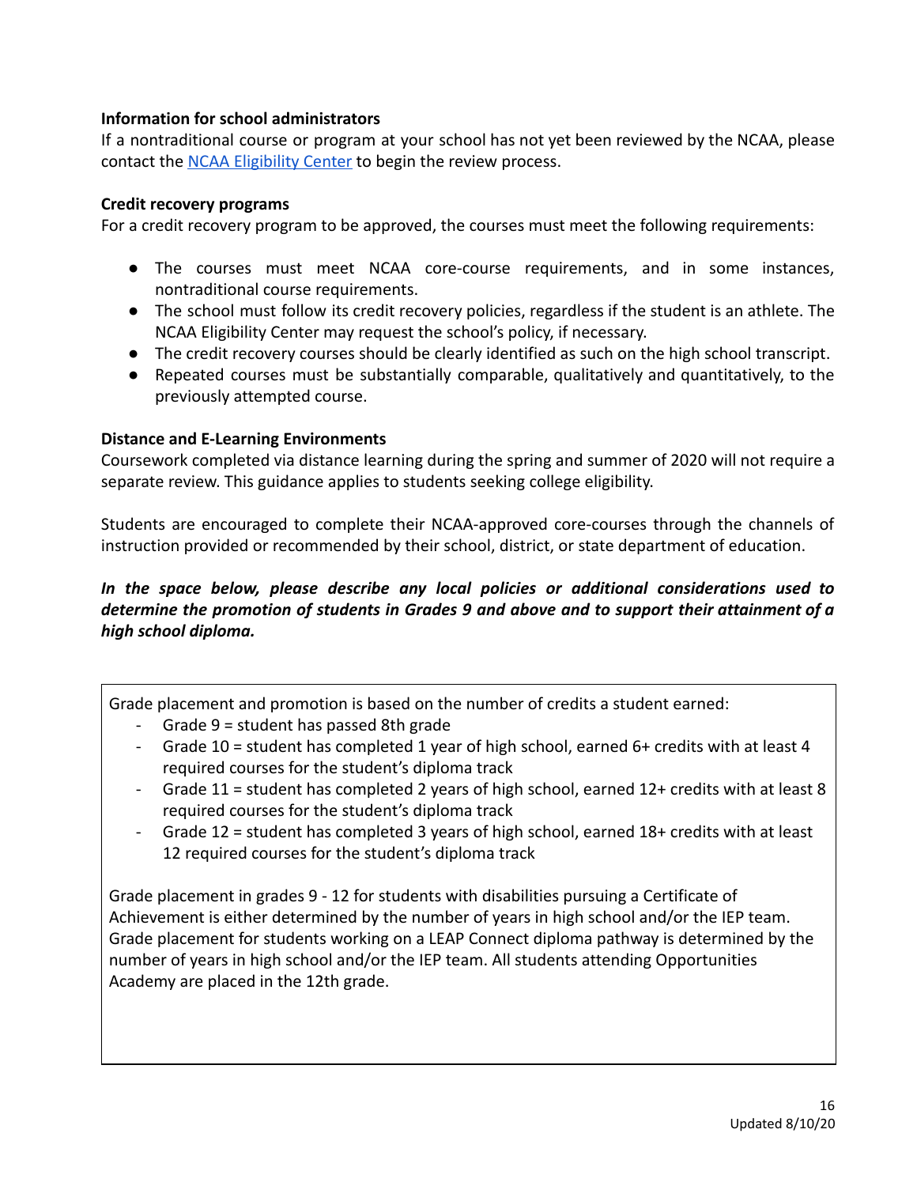**Information for school administrators**

If a nontraditional course or program at your school has not yet been reviewed by the NCAA, please contact the [NCAA Eligibility Center](#) to begin the review process.

**Credit recovery programs**

For a credit recovery program to be approved, the courses must meet the following requirements:

- The courses must meet NCAA core-course requirements, and in some instances, nontraditional course requirements.
- The school must follow its credit recovery policies, regardless if the student is an athlete. The NCAA Eligibility Center may request the school's policy, if necessary.
- The credit recovery courses should be clearly identified as such on the high school transcript.
- Repeated courses must be substantially comparable, qualitatively and quantitatively, to the previously attempted course.

**Distance and E-Learning Environments**

Coursework completed via distance learning during the spring and summer of 2020 will not require a separate review. This guidance applies to students seeking college eligibility.

Students are encouraged to complete their NCAA-approved core-courses through the channels of instruction provided or recommended by their school, district, or state department of education.

***In the space below, please describe any local policies or additional considerations used to determine the promotion of students in Grades 9 and above and to support their attainment of a high school diploma.***

Grade placement and promotion is based on the number of credits a student earned:

- Grade 9 = student has passed 8th grade
- Grade 10 = student has completed 1 year of high school, earned 6+ credits with at least 4 required courses for the student's diploma track
- Grade 11 = student has completed 2 years of high school, earned 12+ credits with at least 8 required courses for the student's diploma track
- Grade 12 = student has completed 3 years of high school, earned 18+ credits with at least 12 required courses for the student's diploma track

Grade placement in grades 9 - 12 for students with disabilities pursuing a Certificate of Achievement is either determined by the number of years in high school and/or the IEP team. Grade placement for students working on a LEAP Connect diploma pathway is determined by the number of years in high school and/or the IEP team. All students attending Opportunities Academy are placed in the 12th grade.

Updated 8/10/20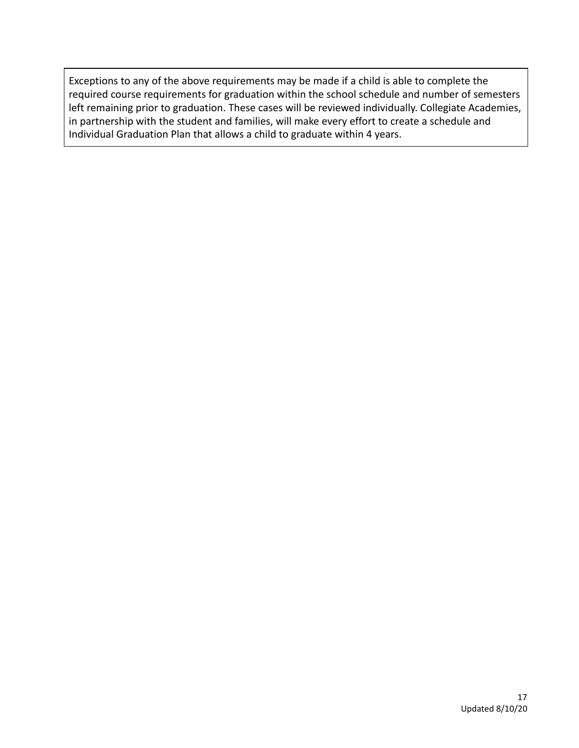Exceptions to any of the above requirements may be made if a child is able to complete the required course requirements for graduation within the school schedule and number of semesters left remaining prior to graduation. These cases will be reviewed individually. Collegiate Academies, in partnership with the student and families, will make every effort to create a schedule and Individual Graduation Plan that allows a child to graduate within 4 years.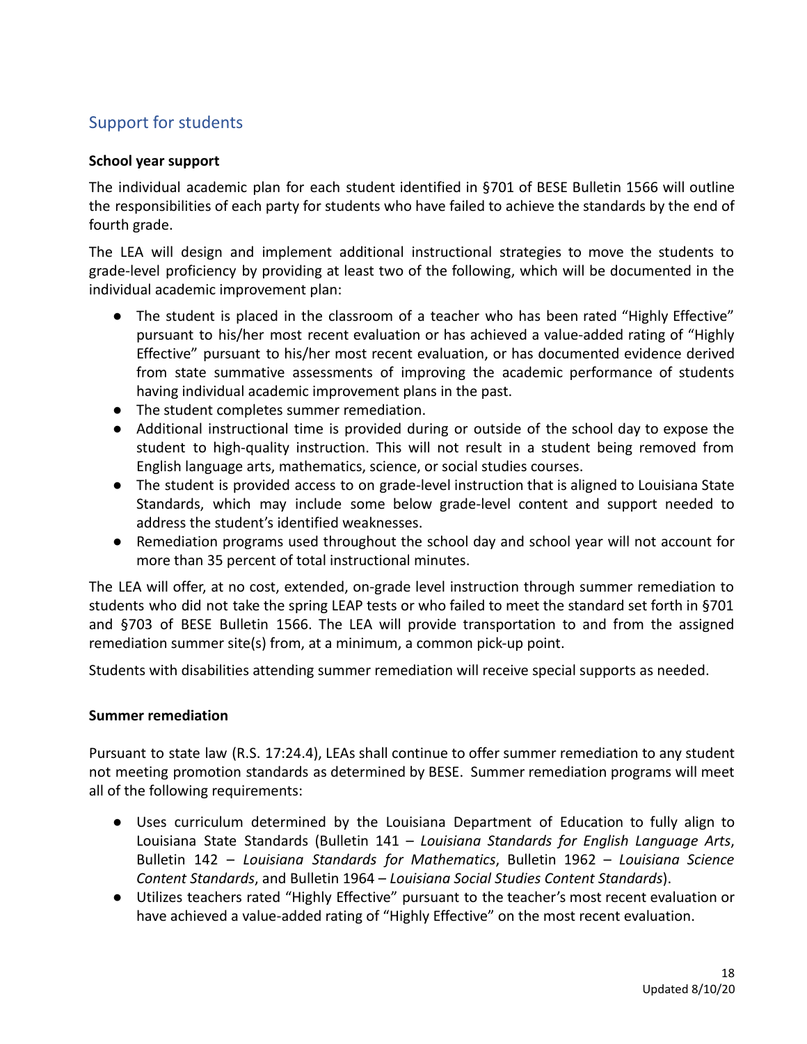## Support for students

**School year support**

The individual academic plan for each student identified in §701 of BESE Bulletin 1566 will outline the responsibilities of each party for students who have failed to achieve the standards by the end of fourth grade.

The LEA will design and implement additional instructional strategies to move the students to grade-level proficiency by providing at least two of the following, which will be documented in the individual academic improvement plan:

- The student is placed in the classroom of a teacher who has been rated "Highly Effective" pursuant to his/her most recent evaluation or has achieved a value-added rating of "Highly Effective" pursuant to his/her most recent evaluation, or has documented evidence derived from state summative assessments of improving the academic performance of students having individual academic improvement plans in the past.
- The student completes summer remediation.
- Additional instructional time is provided during or outside of the school day to expose the student to high-quality instruction. This will not result in a student being removed from English language arts, mathematics, science, or social studies courses.
- The student is provided access to on grade-level instruction that is aligned to Louisiana State Standards, which may include some below grade-level content and support needed to address the student's identified weaknesses.
- Remediation programs used throughout the school day and school year will not account for more than 35 percent of total instructional minutes.

The LEA will offer, at no cost, extended, on-grade level instruction through summer remediation to students who did not take the spring LEAP tests or who failed to meet the standard set forth in §701 and §703 of BESE Bulletin 1566. The LEA will provide transportation to and from the assigned remediation summer site(s) from, at a minimum, a common pick-up point.

Students with disabilities attending summer remediation will receive special supports as needed.

**Summer remediation**

Pursuant to state law (R.S. 17:24.4), LEAs shall continue to offer summer remediation to any student not meeting promotion standards as determined by BESE. Summer remediation programs will meet all of the following requirements:

- Uses curriculum determined by the Louisiana Department of Education to fully align to Louisiana State Standards (Bulletin 141 – *Louisiana Standards for English Language Arts*, Bulletin 142 – *Louisiana Standards for Mathematics*, Bulletin 1962 – *Louisiana Science Content Standards*, and Bulletin 1964 – *Louisiana Social Studies Content Standards*).
- Utilizes teachers rated "Highly Effective" pursuant to the teacher's most recent evaluation or have achieved a value-added rating of "Highly Effective" on the most recent evaluation.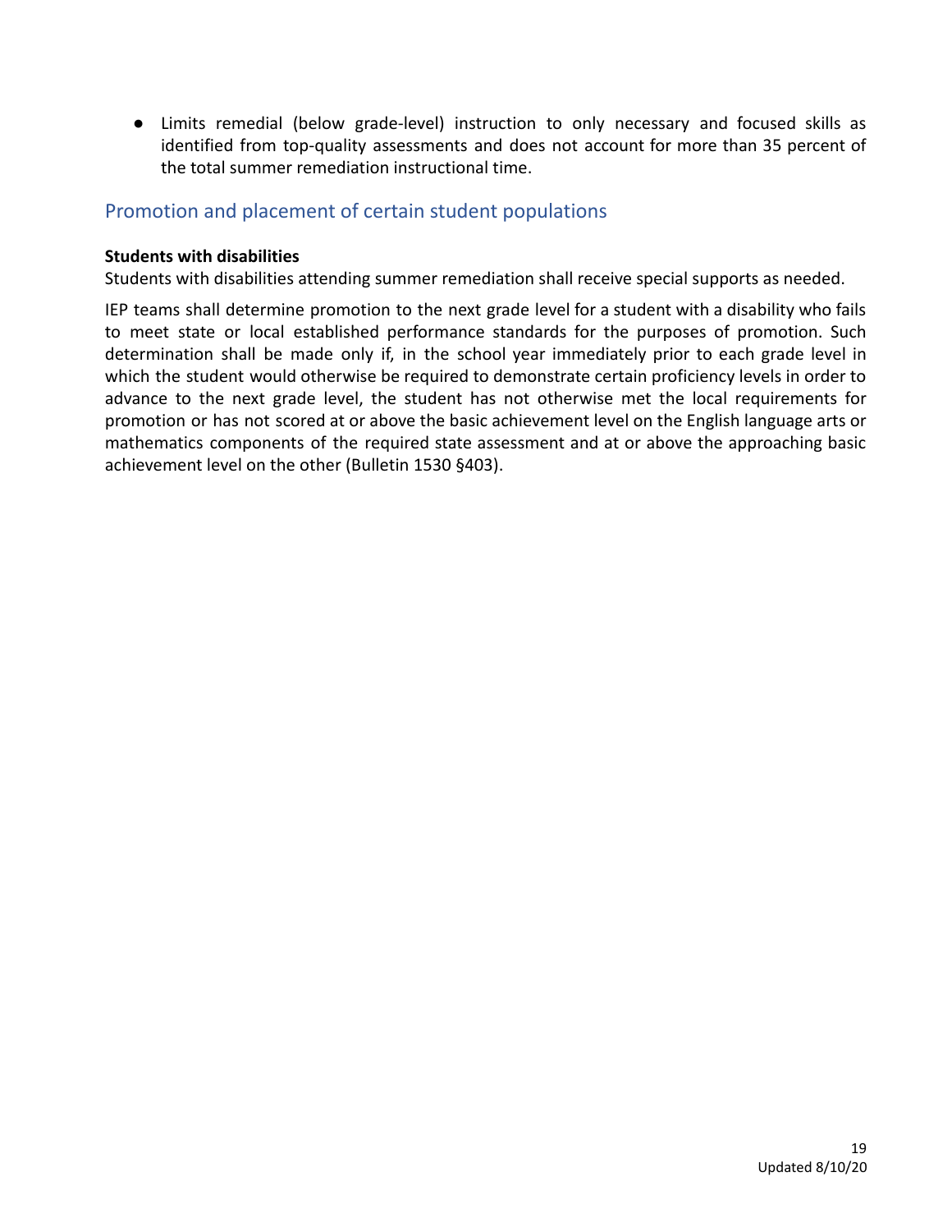- Limits remedial (below grade-level) instruction to only necessary and focused skills as identified from top-quality assessments and does not account for more than 35 percent of the total summer remediation instructional time.

## Promotion and placement of certain student populations

**Students with disabilities**

Students with disabilities attending summer remediation shall receive special supports as needed.

IEP teams shall determine promotion to the next grade level for a student with a disability who fails to meet state or local established performance standards for the purposes of promotion. Such determination shall be made only if, in the school year immediately prior to each grade level in which the student would otherwise be required to demonstrate certain proficiency levels in order to advance to the next grade level, the student has not otherwise met the local requirements for promotion or has not scored at or above the basic achievement level on the English language arts or mathematics components of the required state assessment and at or above the approaching basic achievement level on the other (Bulletin 1530 §403).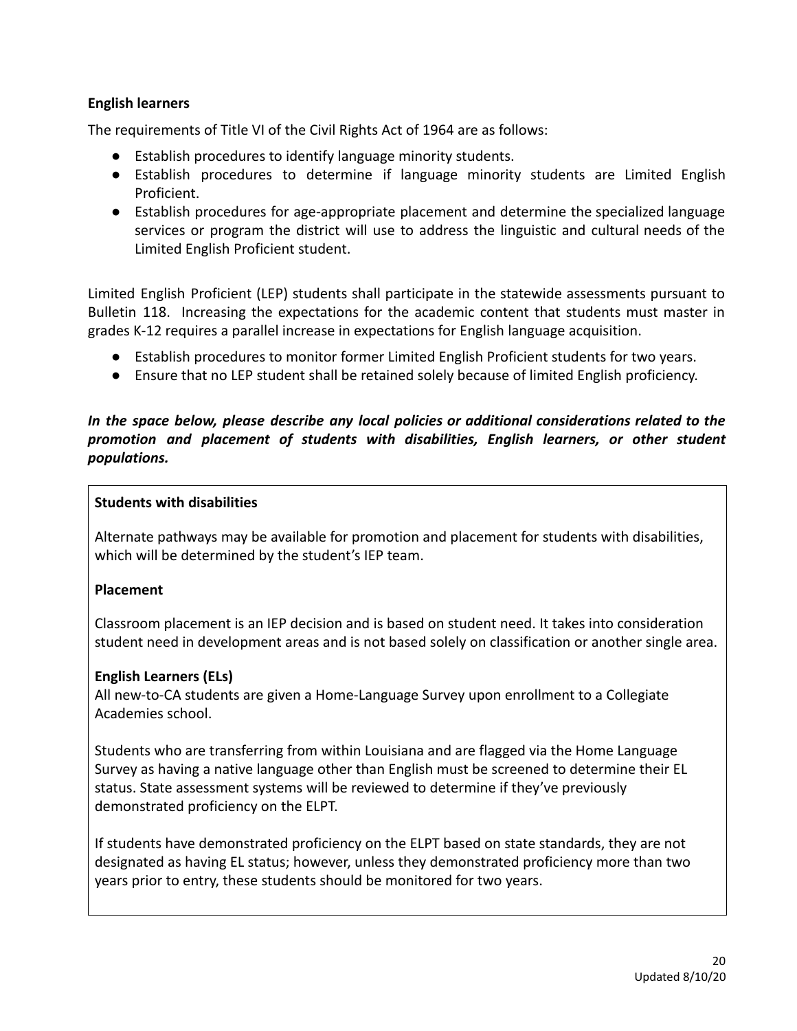**English learners**

The requirements of Title VI of the Civil Rights Act of 1964 are as follows:

- Establish procedures to identify language minority students.
- Establish procedures to determine if language minority students are Limited English Proficient.
- Establish procedures for age-appropriate placement and determine the specialized language services or program the district will use to address the linguistic and cultural needs of the Limited English Proficient student.

Limited English Proficient (LEP) students shall participate in the statewide assessments pursuant to Bulletin 118. Increasing the expectations for the academic content that students must master in grades K-12 requires a parallel increase in expectations for English language acquisition.

- Establish procedures to monitor former Limited English Proficient students for two years.
- Ensure that no LEP student shall be retained solely because of limited English proficiency.

***In the space below, please describe any local policies or additional considerations related to the promotion and placement of students with disabilities, English learners, or other student populations.***

**Students with disabilities**

Alternate pathways may be available for promotion and placement for students with disabilities, which will be determined by the student's IEP team.

**Placement**

Classroom placement is an IEP decision and is based on student need. It takes into consideration student need in development areas and is not based solely on classification or another single area.

**English Learners (ELs)**

All new-to-CA students are given a Home-Language Survey upon enrollment to a Collegiate Academies school.

Students who are transferring from within Louisiana and are flagged via the Home Language Survey as having a native language other than English must be screened to determine their EL status. State assessment systems will be reviewed to determine if they've previously demonstrated proficiency on the ELPT.

If students have demonstrated proficiency on the ELPT based on state standards, they are not designated as having EL status; however, unless they demonstrated proficiency more than two years prior to entry, these students should be monitored for two years.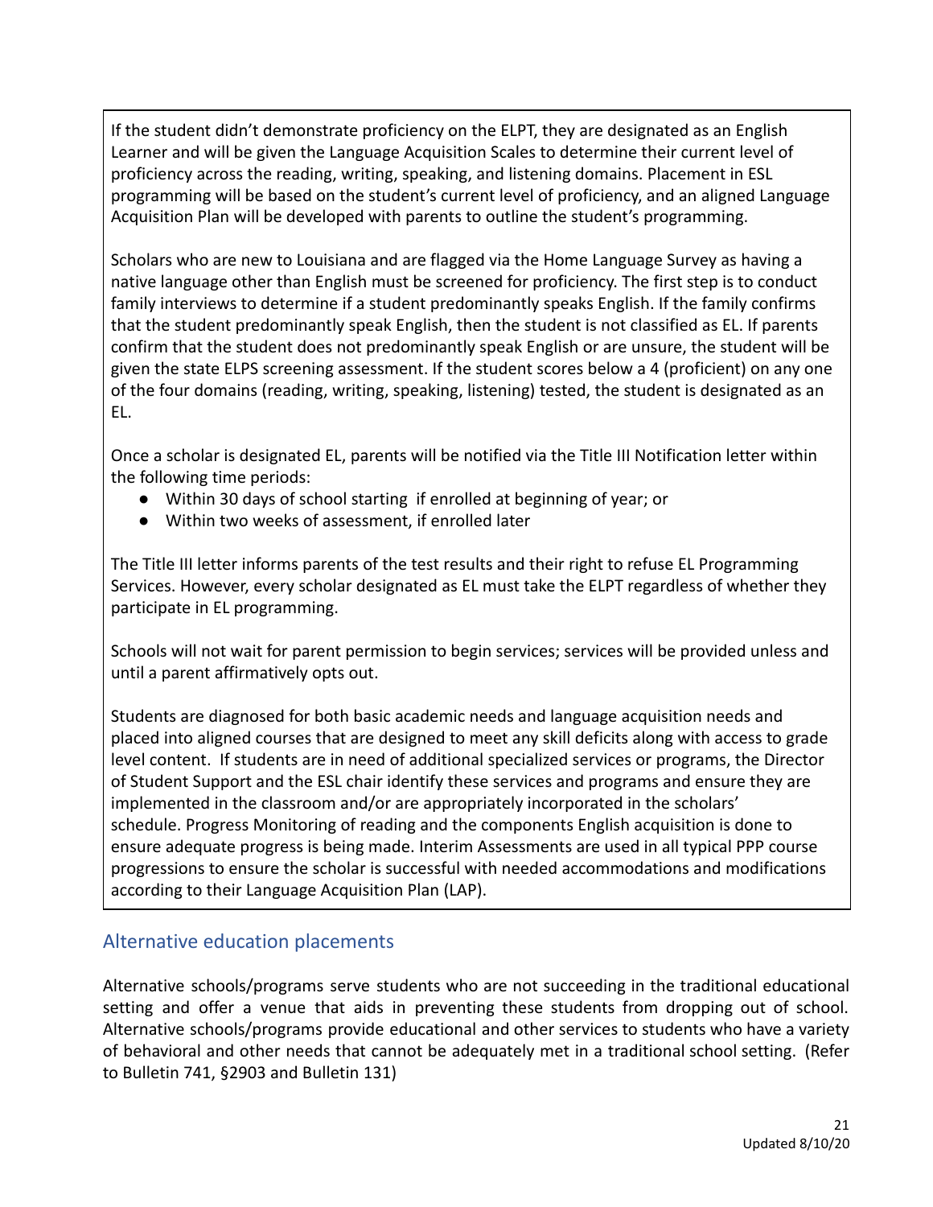If the student didn't demonstrate proficiency on the ELPT, they are designated as an English Learner and will be given the Language Acquisition Scales to determine their current level of proficiency across the reading, writing, speaking, and listening domains. Placement in ESL programming will be based on the student's current level of proficiency, and an aligned Language Acquisition Plan will be developed with parents to outline the student's programming.

Scholars who are new to Louisiana and are flagged via the Home Language Survey as having a native language other than English must be screened for proficiency. The first step is to conduct family interviews to determine if a student predominantly speaks English. If the family confirms that the student predominantly speak English, then the student is not classified as EL. If parents confirm that the student does not predominantly speak English or are unsure, the student will be given the state ELPS screening assessment. If the student scores below a 4 (proficient) on any one of the four domains (reading, writing, speaking, listening) tested, the student is designated as an EL.

Once a scholar is designated EL, parents will be notified via the Title III Notification letter within the following time periods:

- Within 30 days of school starting if enrolled at beginning of year; or
- Within two weeks of assessment, if enrolled later

The Title III letter informs parents of the test results and their right to refuse EL Programming Services. However, every scholar designated as EL must take the ELPT regardless of whether they participate in EL programming.

Schools will not wait for parent permission to begin services; services will be provided unless and until a parent affirmatively opts out.

Students are diagnosed for both basic academic needs and language acquisition needs and placed into aligned courses that are designed to meet any skill deficits along with access to grade level content. If students are in need of additional specialized services or programs, the Director of Student Support and the ESL chair identify these services and programs and ensure they are implemented in the classroom and/or are appropriately incorporated in the scholars' schedule. Progress Monitoring of reading and the components English acquisition is done to ensure adequate progress is being made. Interim Assessments are used in all typical PPP course progressions to ensure the scholar is successful with needed accommodations and modifications according to their Language Acquisition Plan (LAP).

## Alternative education placements

Alternative schools/programs serve students who are not succeeding in the traditional educational setting and offer a venue that aids in preventing these students from dropping out of school. Alternative schools/programs provide educational and other services to students who have a variety of behavioral and other needs that cannot be adequately met in a traditional school setting. (Refer to Bulletin 741, §2903 and Bulletin 131)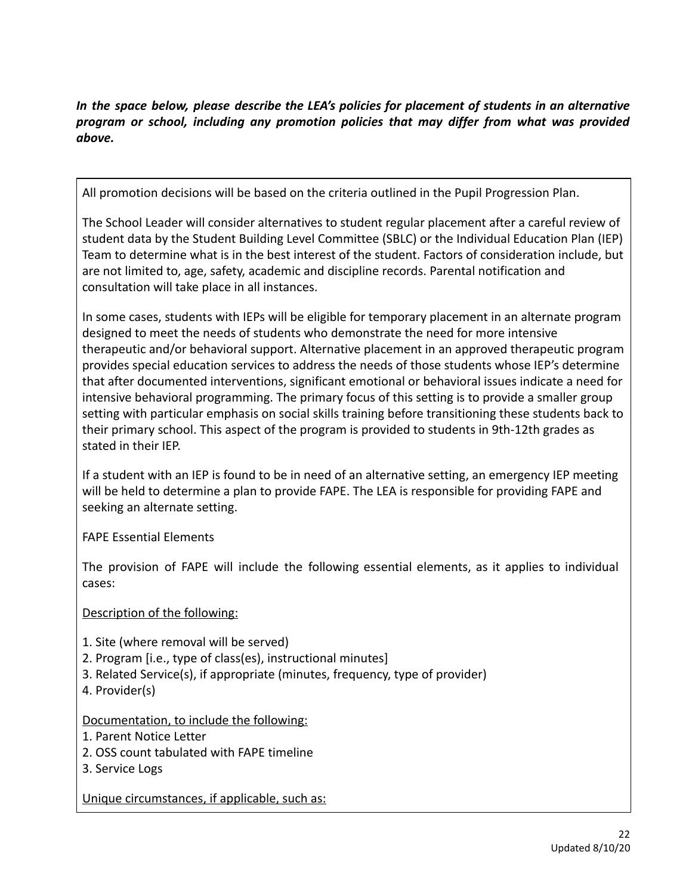***In the space below, please describe the LEA's policies for placement of students in an alternative program or school, including any promotion policies that may differ from what was provided above.***

All promotion decisions will be based on the criteria outlined in the Pupil Progression Plan.

The School Leader will consider alternatives to student regular placement after a careful review of student data by the Student Building Level Committee (SBLC) or the Individual Education Plan (IEP) Team to determine what is in the best interest of the student. Factors of consideration include, but are not limited to, age, safety, academic and discipline records. Parental notification and consultation will take place in all instances.

In some cases, students with IEPs will be eligible for temporary placement in an alternate program designed to meet the needs of students who demonstrate the need for more intensive therapeutic and/or behavioral support. Alternative placement in an approved therapeutic program provides special education services to address the needs of those students whose IEP's determine that after documented interventions, significant emotional or behavioral issues indicate a need for intensive behavioral programming. The primary focus of this setting is to provide a smaller group setting with particular emphasis on social skills training before transitioning these students back to their primary school. This aspect of the program is provided to students in 9th-12th grades as stated in their IEP.

If a student with an IEP is found to be in need of an alternative setting, an emergency IEP meeting will be held to determine a plan to provide FAPE. The LEA is responsible for providing FAPE and seeking an alternate setting.

FAPE Essential Elements

The provision of FAPE will include the following essential elements, as it applies to individual cases:

<u>Description of the following:</u>

1. Site (where removal will be served)
2. Program [i.e., type of class(es), instructional minutes]
3. Related Service(s), if appropriate (minutes, frequency, type of provider)
4. Provider(s)

<u>Documentation, to include the following:</u>

1. Parent Notice Letter
2. OSS count tabulated with FAPE timeline
3. Service Logs

<u>Unique circumstances, if applicable, such as:</u>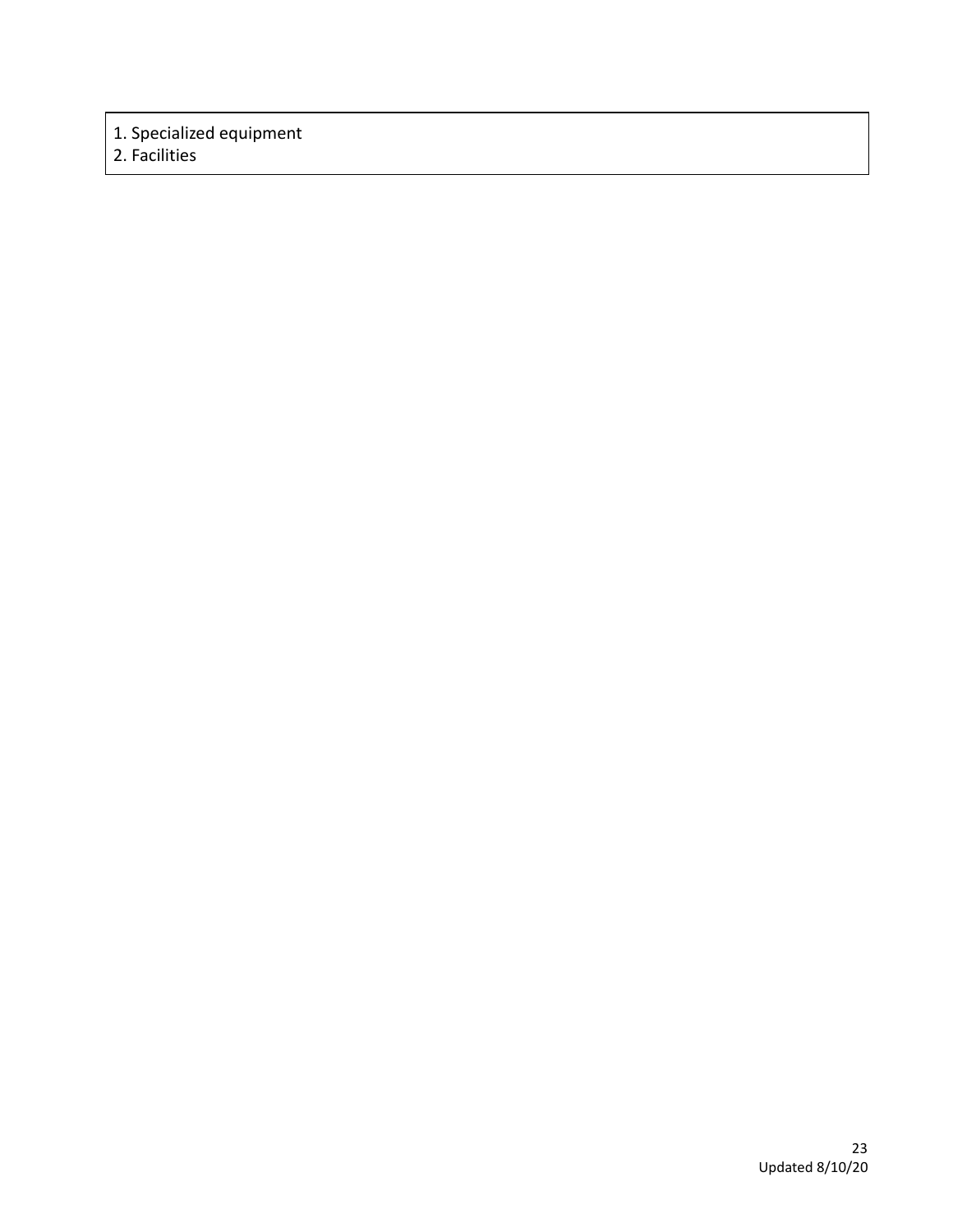1. Specialized equipment
2. Facilities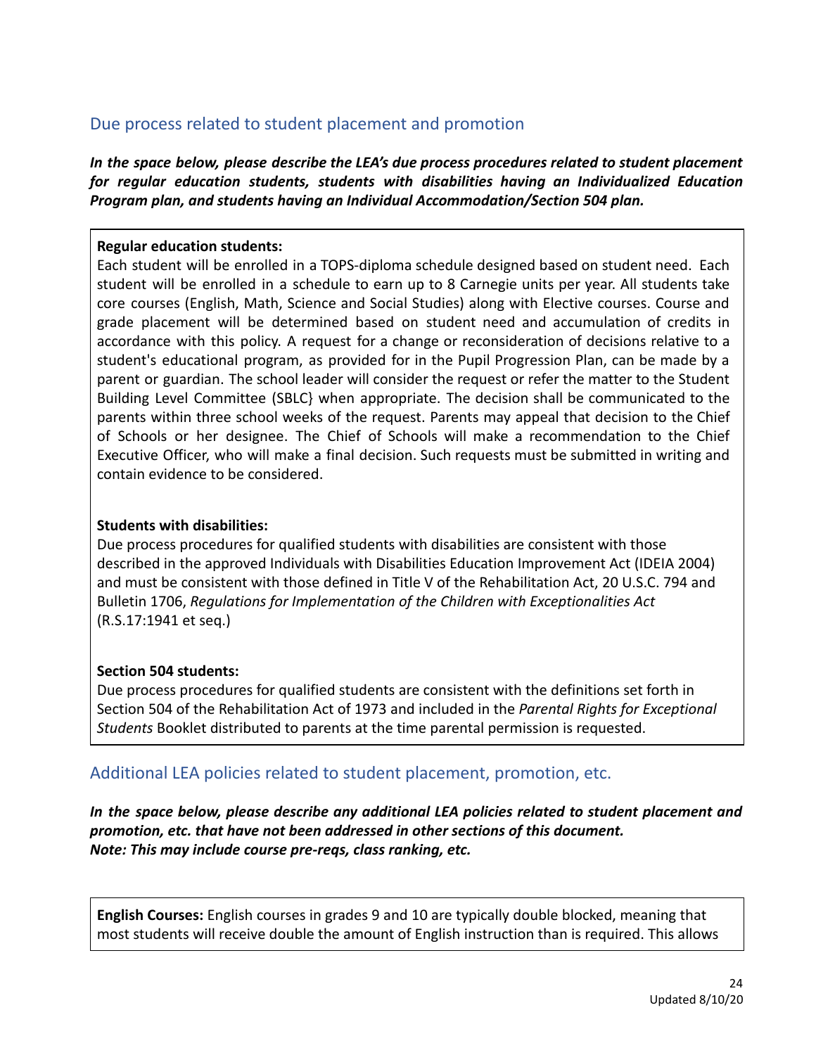## Due process related to student placement and promotion

***In the space below, please describe the LEA's due process procedures related to student placement for regular education students, students with disabilities having an Individualized Education Program plan, and students having an Individual Accommodation/Section 504 plan.***

**Regular education students:**
Each student will be enrolled in a TOPS-diploma schedule designed based on student need. Each student will be enrolled in a schedule to earn up to 8 Carnegie units per year. All students take core courses (English, Math, Science and Social Studies) along with Elective courses. Course and grade placement will be determined based on student need and accumulation of credits in accordance with this policy. A request for a change or reconsideration of decisions relative to a student's educational program, as provided for in the Pupil Progression Plan, can be made by a parent or guardian. The school leader will consider the request or refer the matter to the Student Building Level Committee (SBLC} when appropriate. The decision shall be communicated to the parents within three school weeks of the request. Parents may appeal that decision to the Chief of Schools or her designee. The Chief of Schools will make a recommendation to the Chief Executive Officer, who will make a final decision. Such requests must be submitted in writing and contain evidence to be considered.

**Students with disabilities:**
Due process procedures for qualified students with disabilities are consistent with those described in the approved Individuals with Disabilities Education Improvement Act (IDEIA 2004) and must be consistent with those defined in Title V of the Rehabilitation Act, 20 U.S.C. 794 and Bulletin 1706, *Regulations for Implementation of the Children with Exceptionalities Act* (R.S.17:1941 et seq.)

**Section 504 students:**
Due process procedures for qualified students are consistent with the definitions set forth in Section 504 of the Rehabilitation Act of 1973 and included in the *Parental Rights for Exceptional Students* Booklet distributed to parents at the time parental permission is requested.

## Additional LEA policies related to student placement, promotion, etc.

***In the space below, please describe any additional LEA policies related to student placement and promotion, etc. that have not been addressed in other sections of this document.***
***Note: This may include course pre-reqs, class ranking, etc.***

**English Courses:** English courses in grades 9 and 10 are typically double blocked, meaning that most students will receive double the amount of English instruction than is required. This allows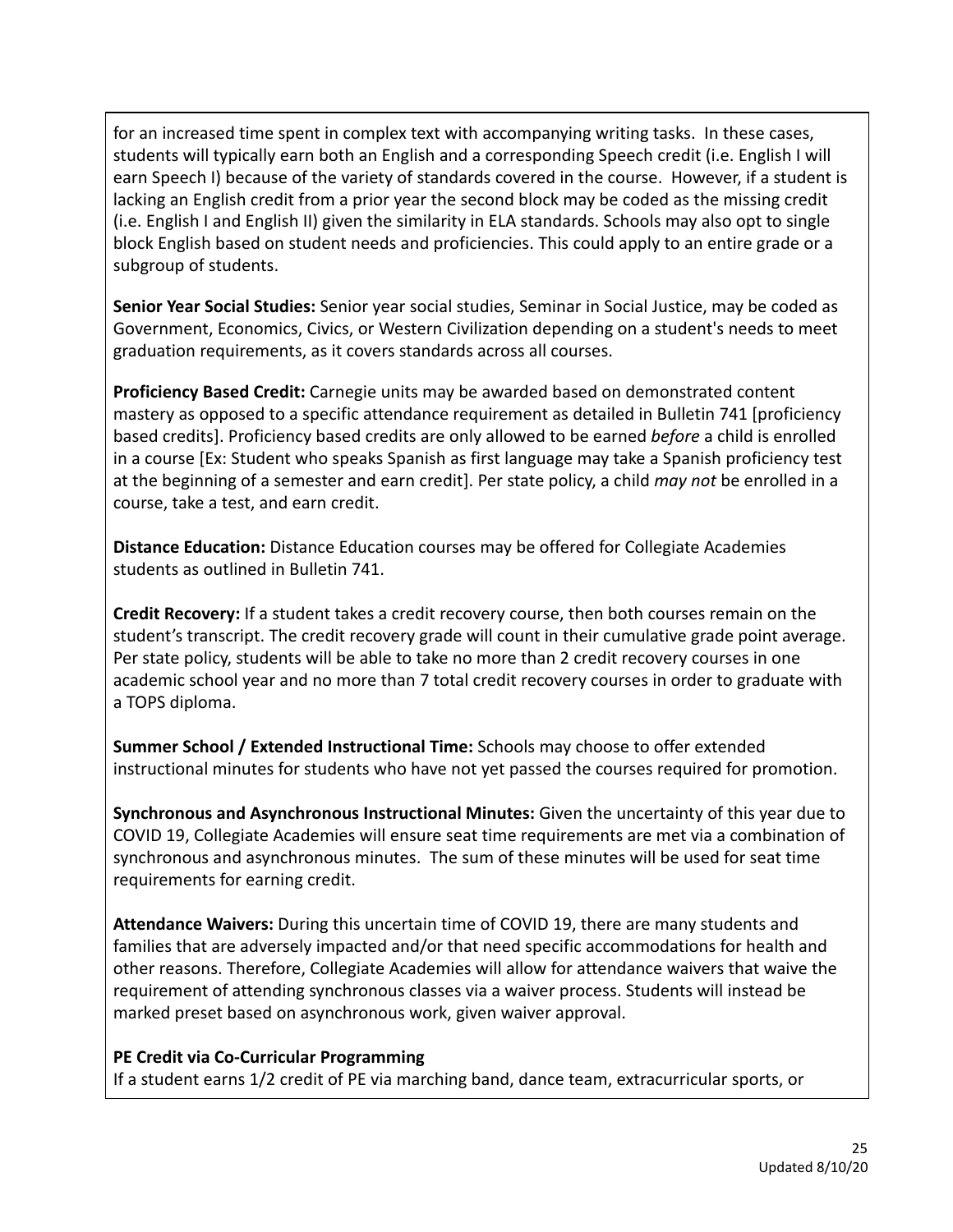for an increased time spent in complex text with accompanying writing tasks. In these cases, students will typically earn both an English and a corresponding Speech credit (i.e. English I will earn Speech I) because of the variety of standards covered in the course. However, if a student is lacking an English credit from a prior year the second block may be coded as the missing credit (i.e. English I and English II) given the similarity in ELA standards. Schools may also opt to single block English based on student needs and proficiencies. This could apply to an entire grade or a subgroup of students.

**Senior Year Social Studies:** Senior year social studies, Seminar in Social Justice, may be coded as Government, Economics, Civics, or Western Civilization depending on a student's needs to meet graduation requirements, as it covers standards across all courses.

**Proficiency Based Credit:** Carnegie units may be awarded based on demonstrated content mastery as opposed to a specific attendance requirement as detailed in Bulletin 741 [proficiency based credits]. Proficiency based credits are only allowed to be earned *before* a child is enrolled in a course [Ex: Student who speaks Spanish as first language may take a Spanish proficiency test at the beginning of a semester and earn credit]. Per state policy, a child *may not* be enrolled in a course, take a test, and earn credit.

**Distance Education:** Distance Education courses may be offered for Collegiate Academies students as outlined in Bulletin 741.

**Credit Recovery:** If a student takes a credit recovery course, then both courses remain on the student's transcript. The credit recovery grade will count in their cumulative grade point average. Per state policy, students will be able to take no more than 2 credit recovery courses in one academic school year and no more than 7 total credit recovery courses in order to graduate with a TOPS diploma.

**Summer School / Extended Instructional Time:** Schools may choose to offer extended instructional minutes for students who have not yet passed the courses required for promotion.

**Synchronous and Asynchronous Instructional Minutes:** Given the uncertainty of this year due to COVID 19, Collegiate Academies will ensure seat time requirements are met via a combination of synchronous and asynchronous minutes. The sum of these minutes will be used for seat time requirements for earning credit.

**Attendance Waivers:** During this uncertain time of COVID 19, there are many students and families that are adversely impacted and/or that need specific accommodations for health and other reasons. Therefore, Collegiate Academies will allow for attendance waivers that waive the requirement of attending synchronous classes via a waiver process. Students will instead be marked preset based on asynchronous work, given waiver approval.

**PE Credit via Co-Curricular Programming**

If a student earns 1/2 credit of PE via marching band, dance team, extracurricular sports, or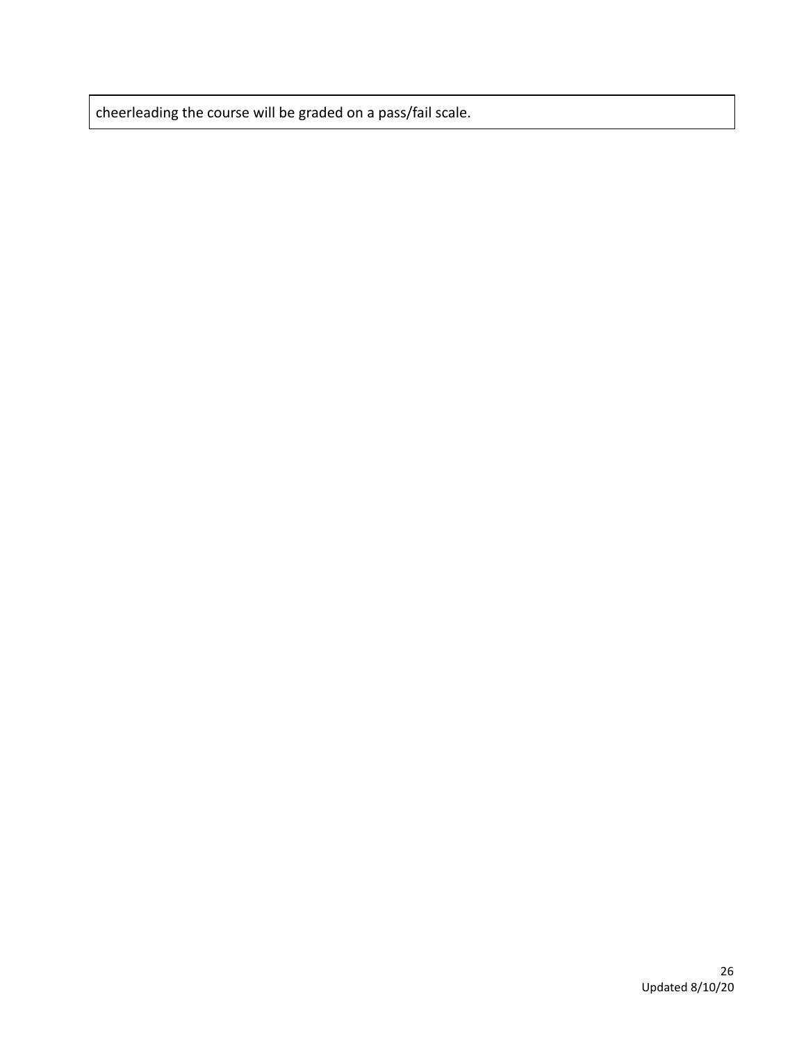| cheerleading the course will be graded on a pass/fail scale. |
| --- |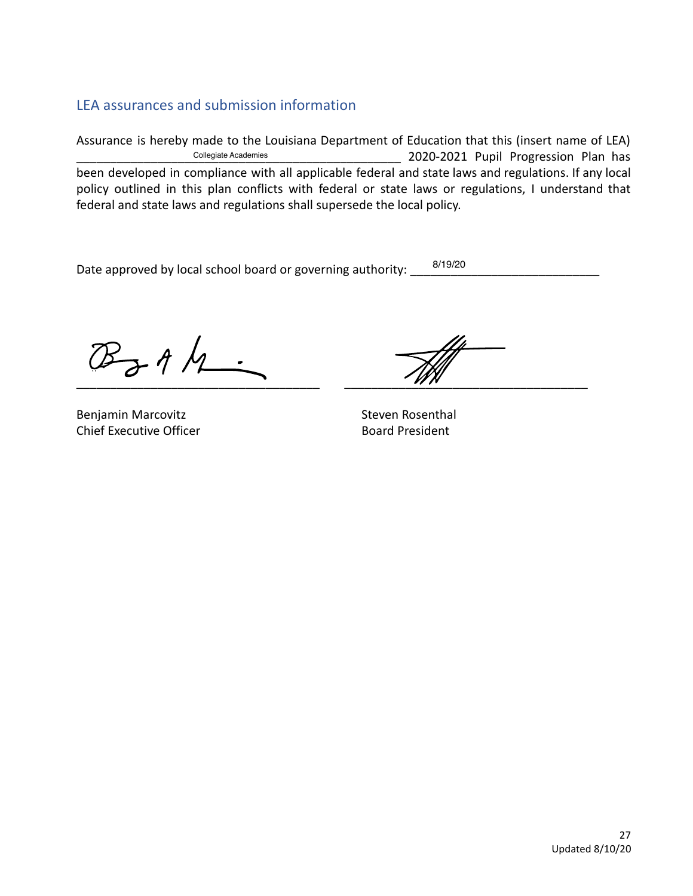## LEA assurances and submission information

Assurance is hereby made to the Louisiana Department of Education that this (insert name of LEA) Collegiate Academies 2020-2021 Pupil Progression Plan has been developed in compliance with all applicable federal and state laws and regulations. If any local policy outlined in this plan conflicts with federal or state laws or regulations, I understand that federal and state laws and regulations shall supersede the local policy.

Date approved by local school board or governing authority: 8/19/20

Benjamin Marcovitz
Chief Executive Officer

Steven Rosenthal
Board President

Updated 8/10/20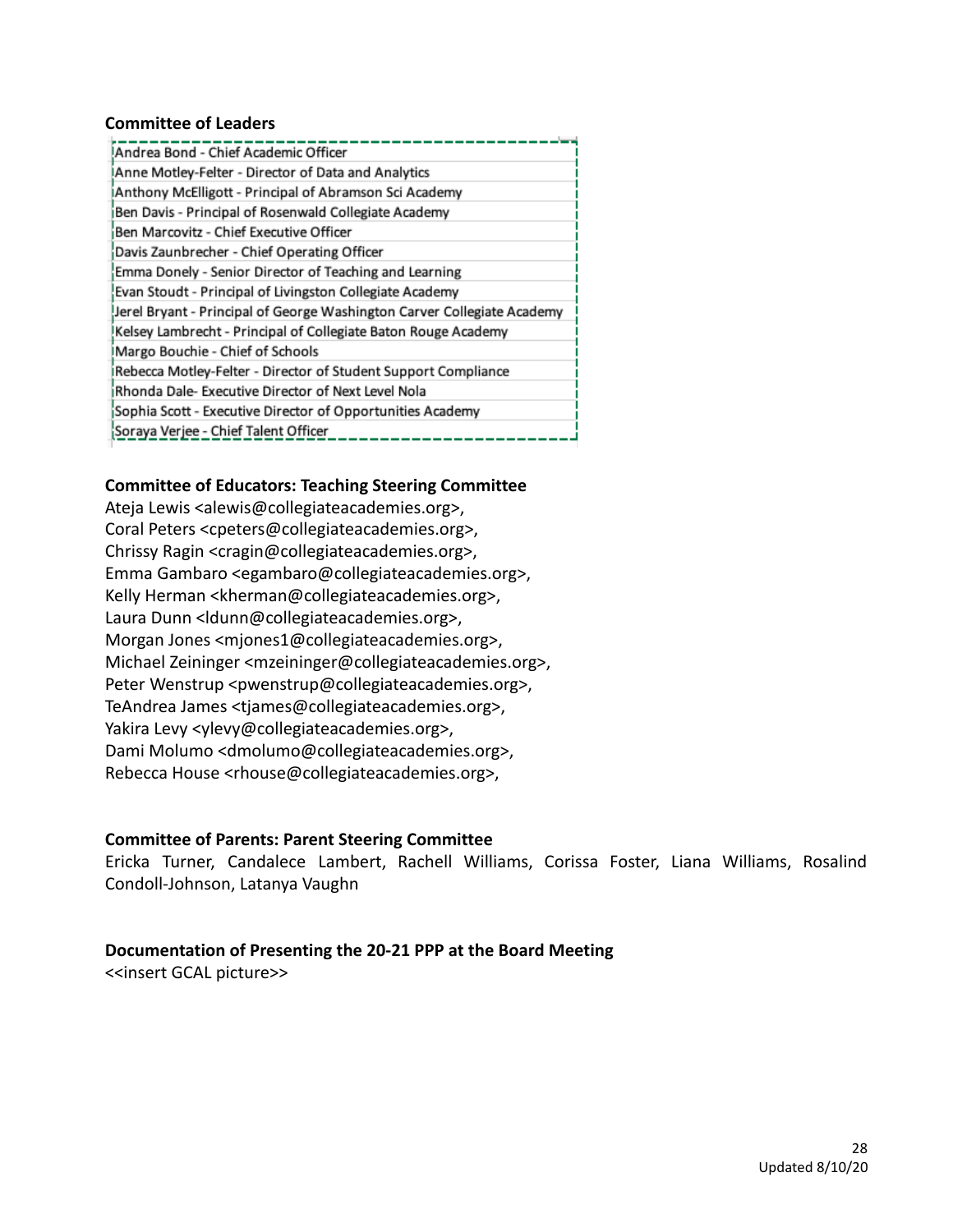**Committee of Leaders**

| |
|---|
| Andrea Bond - Chief Academic Officer |
| Anne Motley-Felter - Director of Data and Analytics |
| Anthony McElligott - Principal of Abramson Sci Academy |
| Ben Davis - Principal of Rosenwald Collegiate Academy |
| Ben Marcovitz - Chief Executive Officer |
| Davis Zaunbrecher - Chief Operating Officer |
| Emma Donely - Senior Director of Teaching and Learning |
| Evan Stoudt - Principal of Livingston Collegiate Academy |
| Jerel Bryant - Principal of George Washington Carver Collegiate Academy |
| Kelsey Lambrecht - Principal of Collegiate Baton Rouge Academy |
| Margo Bouchie - Chief of Schools |
| Rebecca Motley-Felter - Director of Student Support Compliance |
| Rhonda Dale- Executive Director of Next Level Nola |
| Sophia Scott - Executive Director of Opportunities Academy |
| Soraya Verjee - Chief Talent Officer |

**Committee of Educators: Teaching Steering Committee**

Ateja Lewis <alewis@collegiateacademies.org>,
Coral Peters <cpeters@collegiateacademies.org>,
Chrissy Ragin <cragin@collegiateacademies.org>,
Emma Gambaro <egambaro@collegiateacademies.org>,
Kelly Herman <kherman@collegiateacademies.org>,
Laura Dunn <ldunn@collegiateacademies.org>,
Morgan Jones <mjones1@collegiateacademies.org>,
Michael Zeininger <mzeininger@collegiateacademies.org>,
Peter Wenstrup <pwenstrup@collegiateacademies.org>,
TeAndrea James <tjames@collegiateacademies.org>,
Yakira Levy <ylevy@collegiateacademies.org>,
Dami Molumo <dmolumo@collegiateacademies.org>,
Rebecca House <rhouse@collegiateacademies.org>,

**Committee of Parents: Parent Steering Committee**

Ericka Turner, Candalece Lambert, Rachell Williams, Corissa Foster, Liana Williams, Rosalind Condoll-Johnson, Latanya Vaughn

**Documentation of Presenting the 20-21 PPP at the Board Meeting**

<<insert GCAL picture>>

Updated 8/10/20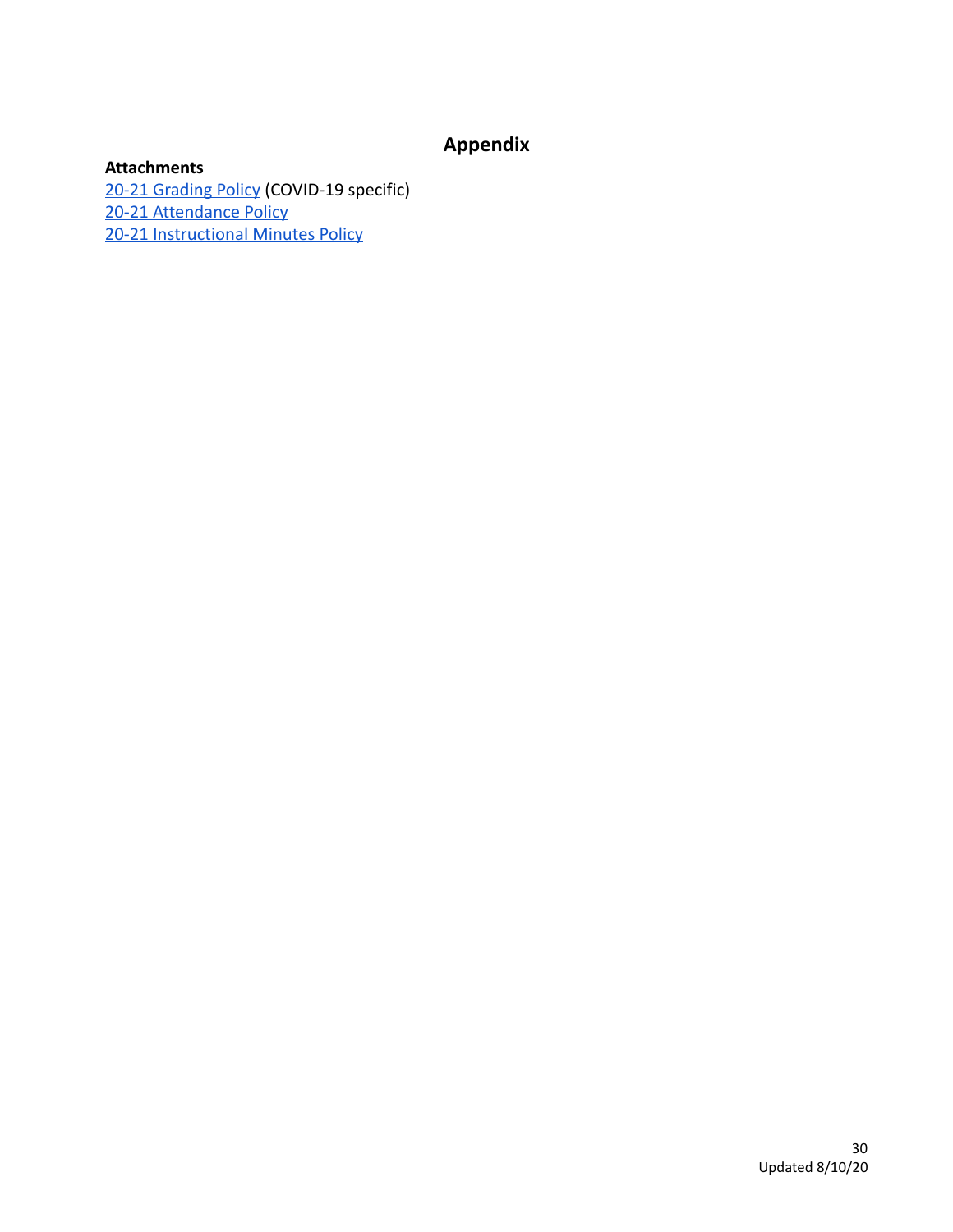# Appendix

**Attachments**

20-21 Grading Policy (COVID-19 specific)
20-21 Attendance Policy
20-21 Instructional Minutes Policy